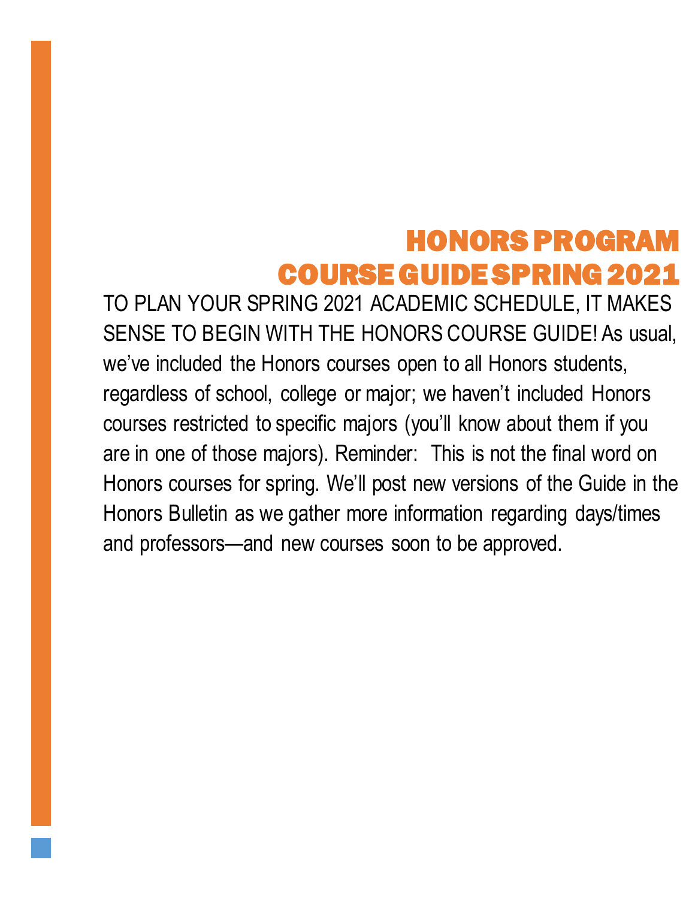# HONORS PROGRAM COURSE GUIDE SPRING 2021

TO PLAN YOUR SPRING 2021 ACADEMIC SCHEDULE, IT MAKES SENSE TO BEGIN WITH THE HONORS COURSE GUIDE! As usual, we've included the Honors courses open to all Honors students, regardless of school, college or major; we haven't included Honors courses restricted to specific majors (you'll know about them if you are in one of those majors). Reminder: This is not the final word on Honors courses for spring. We'll post new versions of the Guide in the Honors Bulletin as we gather more information regarding days/times and professors—and new courses soon to be approved.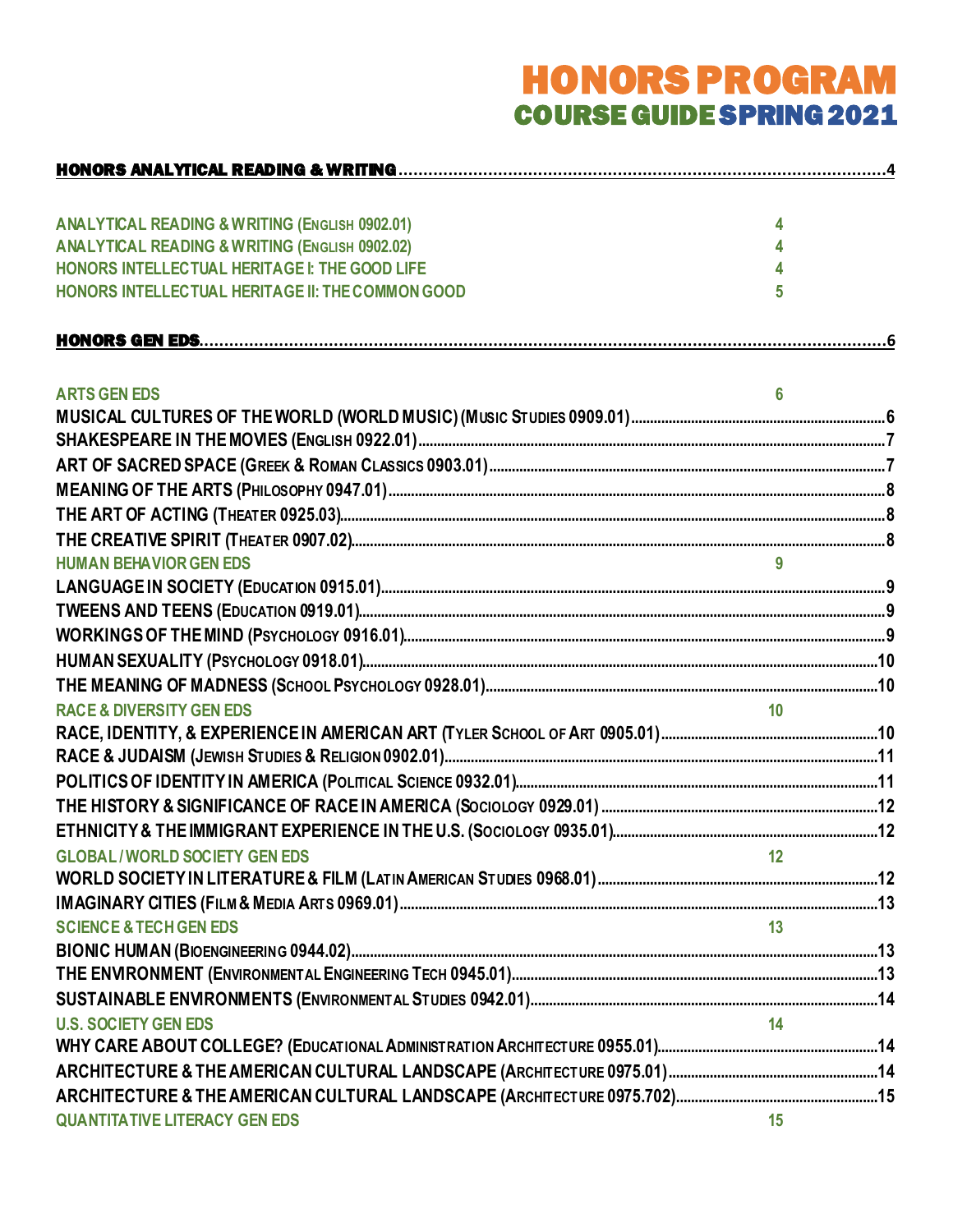# HONORS PROGRAM
## COURSE GUIDE SPRING 2021

**HONORS ANALYTICAL READING & WRITING** .......... 4

- ANALYTICAL READING & WRITING (ENGLISH 0902.01) 4
- ANALYTICAL READING & WRITING (ENGLISH 0902.02) 4
- HONORS INTELLECTUAL HERITAGE I: THE GOOD LIFE 4
- HONORS INTELLECTUAL HERITAGE II: THE COMMON GOOD 5

**HONORS GEN EDS** .......... 6

ARTS GEN EDS 6

- MUSICAL CULTURES OF THE WORLD (WORLD MUSIC) (MUSIC STUDIES 0909.01) .......... 6
- SHAKESPEARE IN THE MOVIES (ENGLISH 0922.01) .......... 7
- ART OF SACRED SPACE (GREEK & ROMAN CLASSICS 0903.01) .......... 7
- MEANING OF THE ARTS (PHILOSOPHY 0947.01) .......... 8
- THE ART OF ACTING (THEATER 0925.03) .......... 8
- THE CREATIVE SPIRIT (THEATER 0907.02) .......... 8

HUMAN BEHAVIOR GEN EDS 9

- LANGUAGE IN SOCIETY (EDUCATION 0915.01) .......... 9
- TWEENS AND TEENS (EDUCATION 0919.01) .......... 9
- WORKINGS OF THE MIND (PSYCHOLOGY 0916.01) .......... 9
- HUMAN SEXUALITY (PSYCHOLOGY 0918.01) .......... 10
- THE MEANING OF MADNESS (SCHOOL PSYCHOLOGY 0928.01) .......... 10

RACE & DIVERSITY GEN EDS 10

- RACE, IDENTITY, & EXPERIENCE IN AMERICAN ART (TYLER SCHOOL OF ART 0905.01) .......... 10
- RACE & JUDAISM (JEWISH STUDIES & RELIGION 0902.01) .......... 11
- POLITICS OF IDENTITY IN AMERICA (POLITICAL SCIENCE 0932.01) .......... 11
- THE HISTORY & SIGNIFICANCE OF RACE IN AMERICA (SOCIOLOGY 0929.01) .......... 12
- ETHNICITY & THE IMMIGRANT EXPERIENCE IN THE U.S. (SOCIOLOGY 0935.01) .......... 12

GLOBAL / WORLD SOCIETY GEN EDS 12

- WORLD SOCIETY IN LITERATURE & FILM (LATIN AMERICAN STUDIES 0968.01) .......... 12
- IMAGINARY CITIES (FILM & MEDIA ARTS 0969.01) .......... 13

SCIENCE & TECH GEN EDS 13

- BIONIC HUMAN (BIOENGINEERING 0944.02) .......... 13
- THE ENVIRONMENT (ENVIRONMENTAL ENGINEERING TECH 0945.01) .......... 13
- SUSTAINABLE ENVIRONMENTS (ENVIRONMENTAL STUDIES 0942.01) .......... 14

U.S. SOCIETY GEN EDS 14

- WHY CARE ABOUT COLLEGE? (EDUCATIONAL ADMINISTRATION ARCHITECTURE 0955.01) .......... 14
- ARCHITECTURE & THE AMERICAN CULTURAL LANDSCAPE (ARCHITECTURE 0975.01) .......... 14
- ARCHITECTURE & THE AMERICAN CULTURAL LANDSCAPE (ARCHITECTURE 0975.702) .......... 15

QUANTITATIVE LITERACY GEN EDS 15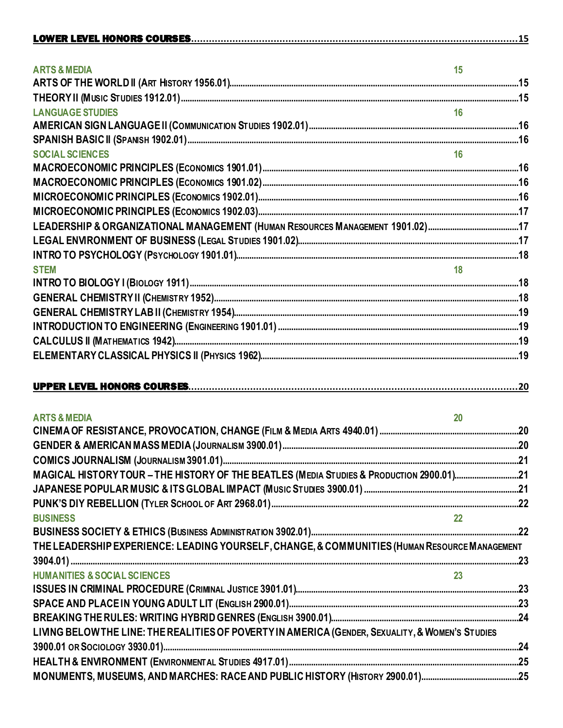**LOWER LEVEL HONORS COURSES**.....15

**ARTS & MEDIA** 15

ARTS OF THE WORLD II (ART HISTORY 1956.01).....15
THEORY II (MUSIC STUDIES 1912.01).....15

**LANGUAGE STUDIES** 16

AMERICAN SIGN LANGUAGE II (COMMUNICATION STUDIES 1902.01).....16
SPANISH BASIC II (SPANISH 1902.01).....16

**SOCIAL SCIENCES** 16

MACROECONOMIC PRINCIPLES (ECONOMICS 1901.01).....16
MACROECONOMIC PRINCIPLES (ECONOMICS 1901.02).....16
MICROECONOMIC PRINCIPLES (ECONOMICS 1902.01).....16
MICROECONOMIC PRINCIPLES (ECONOMICS 1902.03).....17
LEADERSHIP & ORGANIZATIONAL MANAGEMENT (HUMAN RESOURCES MANAGEMENT 1901.02).....17
LEGAL ENVIRONMENT OF BUSINESS (LEGAL STUDIES 1901.02).....17
INTRO TO PSYCHOLOGY (PSYCHOLOGY 1901.01).....18

**STEM** 18

INTRO TO BIOLOGY I (BIOLOGY 1911).....18
GENERAL CHEMISTRY II (CHEMISTRY 1952).....18
GENERAL CHEMISTRY LAB II (CHEMISTRY 1954).....19
INTRODUCTION TO ENGINEERING (ENGINEERING 1901.01).....19
CALCULUS II (MATHEMATICS 1942).....19
ELEMENTARY CLASSICAL PHYSICS II (PHYSICS 1962).....19

**UPPER LEVEL HONORS COURSES**.....20

**ARTS & MEDIA** 20

CINEMA OF RESISTANCE, PROVOCATION, CHANGE (FILM & MEDIA ARTS 4940.01).....20
GENDER & AMERICAN MASS MEDIA (JOURNALISM 3900.01).....20
COMICS JOURNALISM (JOURNALISM 3901.01).....21
MAGICAL HISTORY TOUR – THE HISTORY OF THE BEATLES (MEDIA STUDIES & PRODUCTION 2900.01).....21
JAPANESE POPULAR MUSIC & ITS GLOBAL IMPACT (MUSIC STUDIES 3900.01).....21
PUNK'S DIY REBELLION (TYLER SCHOOL OF ART 2968.01).....22

**BUSINESS** 22

BUSINESS SOCIETY & ETHICS (BUSINESS ADMINISTRATION 3902.01).....22
THE LEADERSHIP EXPERIENCE: LEADING YOURSELF, CHANGE, & COMMUNITIES (HUMAN RESOURCE MANAGEMENT 3904.01).....23

**HUMANITIES & SOCIAL SCIENCES** 23

ISSUES IN CRIMINAL PROCEDURE (CRIMINAL JUSTICE 3901.01).....23
SPACE AND PLACE IN YOUNG ADULT LIT (ENGLISH 2900.01).....23
BREAKING THE RULES: WRITING HYBRID GENRES (ENGLISH 3900.01).....24
LIVING BELOW THE LINE: THE REALITIES OF POVERTY IN AMERICA (GENDER, SEXUALITY, & WOMEN'S STUDIES 3900.01 OR SOCIOLOGY 3930.01).....24
HEALTH & ENVIRONMENT (ENVIRONMENTAL STUDIES 4917.01).....25
MONUMENTS, MUSEUMS, AND MARCHES: RACE AND PUBLIC HISTORY (HISTORY 2900.01).....25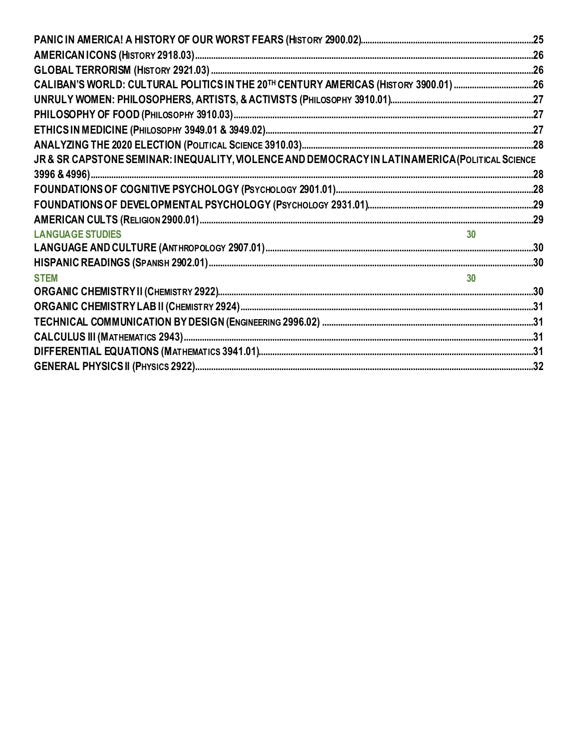PANIC IN AMERICA! A HISTORY OF OUR WORST FEARS (HISTORY 2900.02) ..... 25
AMERICAN ICONS (HISTORY 2918.03) ..... 26
GLOBAL TERRORISM (HISTORY 2921.03) ..... 26
CALIBAN'S WORLD: CULTURAL POLITICS IN THE 20TH CENTURY AMERICAS (HISTORY 3900.01) ..... 26
UNRULY WOMEN: PHILOSOPHERS, ARTISTS, & ACTIVISTS (PHILOSOPHY 3910.01) ..... 27
PHILOSOPHY OF FOOD (PHILOSOPHY 3910.03) ..... 27
ETHICS IN MEDICINE (PHILOSOPHY 3949.01 & 3949.02) ..... 27
ANALYZING THE 2020 ELECTION (POLITICAL SCIENCE 3910.03) ..... 28
JR & SR CAPSTONE SEMINAR: INEQUALITY, VIOLENCE AND DEMOCRACY IN LATIN AMERICA (POLITICAL SCIENCE 3996 & 4996) ..... 28
FOUNDATIONS OF COGNITIVE PSYCHOLOGY (PSYCHOLOGY 2901.01) ..... 28
FOUNDATIONS OF DEVELOPMENTAL PSYCHOLOGY (PSYCHOLOGY 2931.01) ..... 29
AMERICAN CULTS (RELIGION 2900.01) ..... 29

**LANGUAGE STUDIES** 30

LANGUAGE AND CULTURE (ANTHROPOLOGY 2907.01) ..... 30
HISPANIC READINGS (SPANISH 2902.01) ..... 30

**STEM** 30

ORGANIC CHEMISTRY II (CHEMISTRY 2922) ..... 30
ORGANIC CHEMISTRY LAB II (CHEMISTRY 2924) ..... 31
TECHNICAL COMMUNICATION BY DESIGN (ENGINEERING 2996.02) ..... 31
CALCULUS III (MATHEMATICS 2943) ..... 31
DIFFERENTIAL EQUATIONS (MATHEMATICS 3941.01) ..... 31
GENERAL PHYSICS II (PHYSICS 2922) ..... 32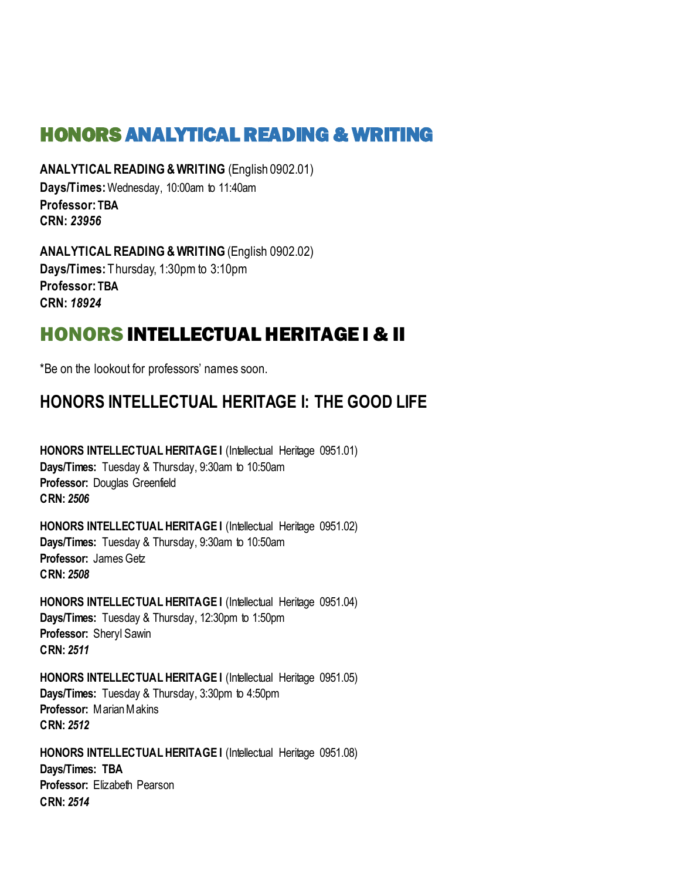## HONORS ANALYTICAL READING & WRITING

**ANALYTICAL READING & WRITING** (English 0902.01)
**Days/Times:** Wednesday, 10:00am to 11:40am
**Professor: TBA**
**CRN:** ***23956***

**ANALYTICAL READING & WRITING** (English 0902.02)
**Days/Times:** Thursday, 1:30pm to 3:10pm
**Professor: TBA**
**CRN:** ***18924***

## HONORS INTELLECTUAL HERITAGE I & II

*Be on the lookout for professors' names soon.

### HONORS INTELLECTUAL HERITAGE I: THE GOOD LIFE

**HONORS INTELLECTUAL HERITAGE I** (Intellectual Heritage 0951.01)
**Days/Times:** Tuesday & Thursday, 9:30am to 10:50am
**Professor:** Douglas Greenfield
**CRN:** ***2506***

**HONORS INTELLECTUAL HERITAGE I** (Intellectual Heritage 0951.02)
**Days/Times:** Tuesday & Thursday, 9:30am to 10:50am
**Professor:** James Getz
**CRN:** ***2508***

**HONORS INTELLECTUAL HERITAGE I** (Intellectual Heritage 0951.04)
**Days/Times:** Tuesday & Thursday, 12:30pm to 1:50pm
**Professor:** Sheryl Sawin
**CRN:** ***2511***

**HONORS INTELLECTUAL HERITAGE I** (Intellectual Heritage 0951.05)
**Days/Times:** Tuesday & Thursday, 3:30pm to 4:50pm
**Professor:** Marian Makins
**CRN:** ***2512***

**HONORS INTELLECTUAL HERITAGE I** (Intellectual Heritage 0951.08)
**Days/Times: TBA**
**Professor:** Elizabeth Pearson
**CRN:** ***2514***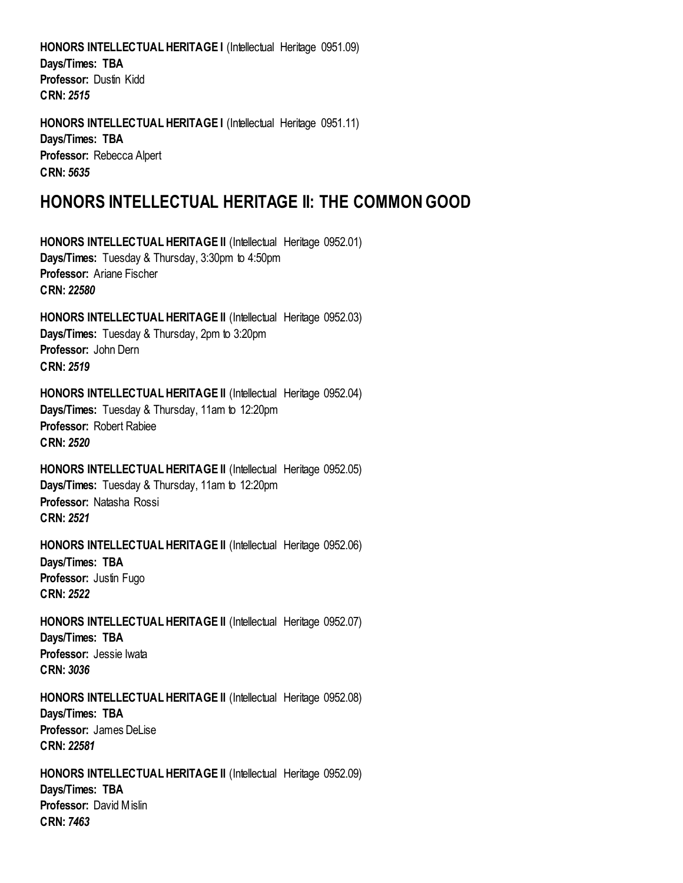**HONORS INTELLECTUAL HERITAGE I** (Intellectual Heritage 0951.09)
**Days/Times: TBA**
**Professor:** Dustin Kidd
**CRN:** ***2515***

**HONORS INTELLECTUAL HERITAGE I** (Intellectual Heritage 0951.11)
**Days/Times: TBA**
**Professor:** Rebecca Alpert
**CRN:** ***5635***

## HONORS INTELLECTUAL HERITAGE II: THE COMMON GOOD

**HONORS INTELLECTUAL HERITAGE II** (Intellectual Heritage 0952.01)
**Days/Times:** Tuesday & Thursday, 3:30pm to 4:50pm
**Professor:** Ariane Fischer
**CRN:** ***22580***

**HONORS INTELLECTUAL HERITAGE II** (Intellectual Heritage 0952.03)
**Days/Times:** Tuesday & Thursday, 2pm to 3:20pm
**Professor:** John Dern
**CRN:** ***2519***

**HONORS INTELLECTUAL HERITAGE II** (Intellectual Heritage 0952.04)
**Days/Times:** Tuesday & Thursday, 11am to 12:20pm
**Professor:** Robert Rabiee
**CRN:** ***2520***

**HONORS INTELLECTUAL HERITAGE II** (Intellectual Heritage 0952.05)
**Days/Times:** Tuesday & Thursday, 11am to 12:20pm
**Professor:** Natasha Rossi
**CRN:** ***2521***

**HONORS INTELLECTUAL HERITAGE II** (Intellectual Heritage 0952.06)
**Days/Times: TBA**
**Professor:** Justin Fugo
**CRN:** ***2522***

**HONORS INTELLECTUAL HERITAGE II** (Intellectual Heritage 0952.07)
**Days/Times: TBA**
**Professor:** Jessie Iwata
**CRN:** ***3036***

**HONORS INTELLECTUAL HERITAGE II** (Intellectual Heritage 0952.08)
**Days/Times: TBA**
**Professor:** James DeLise
**CRN:** ***22581***

**HONORS INTELLECTUAL HERITAGE II** (Intellectual Heritage 0952.09)
**Days/Times: TBA**
**Professor:** David Mislin
**CRN:** ***7463***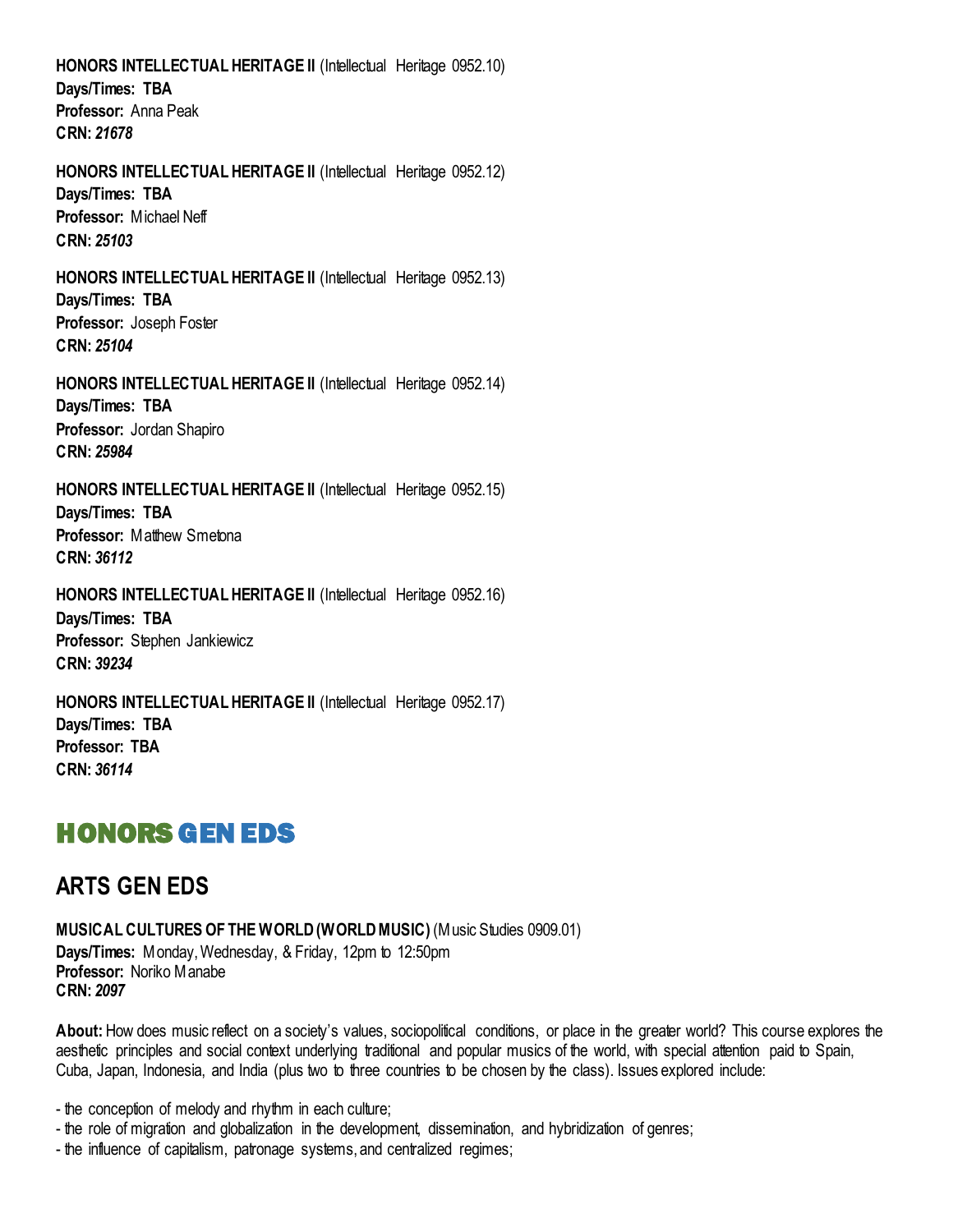**HONORS INTELLECTUAL HERITAGE II** (Intellectual Heritage 0952.10)
**Days/Times: TBA**
**Professor:** Anna Peak
**CRN:** ***21678***

**HONORS INTELLECTUAL HERITAGE II** (Intellectual Heritage 0952.12)
**Days/Times: TBA**
**Professor:** Michael Neff
**CRN:** ***25103***

**HONORS INTELLECTUAL HERITAGE II** (Intellectual Heritage 0952.13)
**Days/Times: TBA**
**Professor:** Joseph Foster
**CRN:** ***25104***

**HONORS INTELLECTUAL HERITAGE II** (Intellectual Heritage 0952.14)
**Days/Times: TBA**
**Professor:** Jordan Shapiro
**CRN:** ***25984***

**HONORS INTELLECTUAL HERITAGE II** (Intellectual Heritage 0952.15)
**Days/Times: TBA**
**Professor:** Matthew Smetona
**CRN:** ***36112***

**HONORS INTELLECTUAL HERITAGE II** (Intellectual Heritage 0952.16)
**Days/Times: TBA**
**Professor:** Stephen Jankiewicz
**CRN:** ***39234***

**HONORS INTELLECTUAL HERITAGE II** (Intellectual Heritage 0952.17)
**Days/Times: TBA**
**Professor: TBA**
**CRN:** ***36114***

# HONORS GEN EDS

## ARTS GEN EDS

**MUSICAL CULTURES OF THE WORLD (WORLD MUSIC)** (Music Studies 0909.01)
**Days/Times:** Monday, Wednesday, & Friday, 12pm to 12:50pm
**Professor:** Noriko Manabe
**CRN:** ***2097***

**About:** How does music reflect on a society's values, sociopolitical conditions, or place in the greater world? This course explores the aesthetic principles and social context underlying traditional and popular musics of the world, with special attention paid to Spain, Cuba, Japan, Indonesia, and India (plus two to three countries to be chosen by the class). Issues explored include:

- the conception of melody and rhythm in each culture;
- the role of migration and globalization in the development, dissemination, and hybridization of genres;
- the influence of capitalism, patronage systems, and centralized regimes;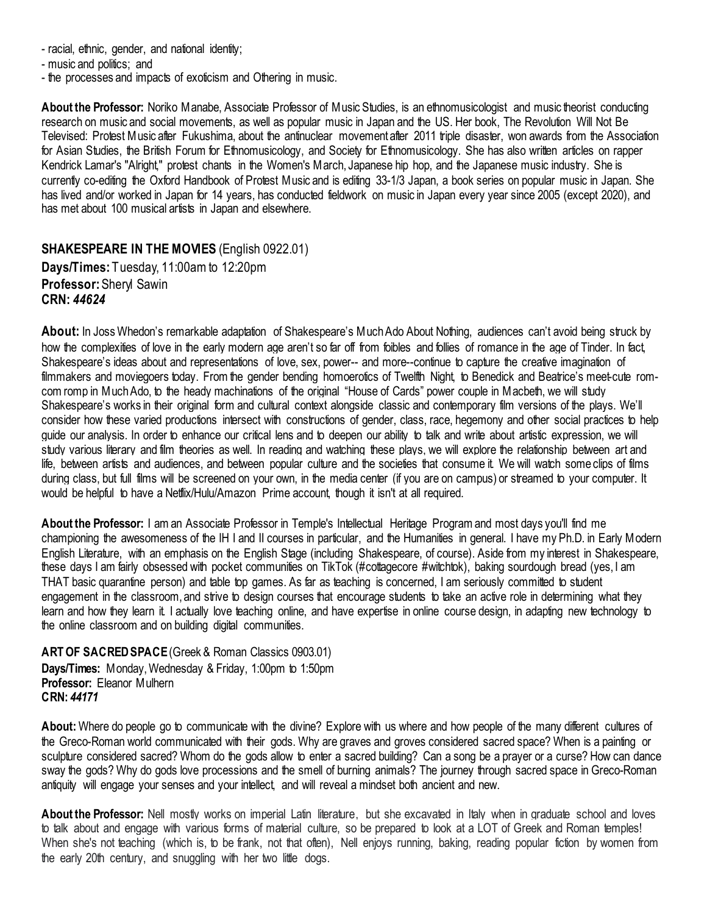- racial, ethnic, gender, and national identity;
- music and politics; and
- the processes and impacts of exoticism and Othering in music.

**About the Professor:** Noriko Manabe, Associate Professor of Music Studies, is an ethnomusicologist and music theorist conducting research on music and social movements, as well as popular music in Japan and the US. Her book, The Revolution Will Not Be Televised: Protest Music after Fukushima, about the antinuclear movement after 2011 triple disaster, won awards from the Association for Asian Studies, the British Forum for Ethnomusicology, and Society for Ethnomusicology. She has also written articles on rapper Kendrick Lamar's "Alright," protest chants in the Women's March, Japanese hip hop, and the Japanese music industry. She is currently co-editing the Oxford Handbook of Protest Music and is editing 33-1/3 Japan, a book series on popular music in Japan. She has lived and/or worked in Japan for 14 years, has conducted fieldwork on music in Japan every year since 2005 (except 2020), and has met about 100 musical artists in Japan and elsewhere.

### **SHAKESPEARE IN THE MOVIES** (English 0922.01)

**Days/Times:** Tuesday, 11:00am to 12:20pm
**Professor:** Sheryl Sawin
**CRN:** ***44624***

**About:** In Joss Whedon's remarkable adaptation of Shakespeare's Much Ado About Nothing, audiences can't avoid being struck by how the complexities of love in the early modern age aren't so far off from foibles and follies of romance in the age of Tinder. In fact, Shakespeare's ideas about and representations of love, sex, power-- and more--continue to capture the creative imagination of filmmakers and moviegoers today. From the gender bending homoerotics of Twelfth Night, to Benedick and Beatrice's meet-cute rom-com romp in Much Ado, to the heady machinations of the original "House of Cards" power couple in Macbeth, we will study Shakespeare's works in their original form and cultural context alongside classic and contemporary film versions of the plays. We'll consider how these varied productions intersect with constructions of gender, class, race, hegemony and other social practices to help guide our analysis. In order to enhance our critical lens and to deepen our ability to talk and write about artistic expression, we will study various literary and film theories as well. In reading and watching these plays, we will explore the relationship between art and life, between artists and audiences, and between popular culture and the societies that consume it. We will watch some clips of films during class, but full films will be screened on your own, in the media center (if you are on campus) or streamed to your computer. It would be helpful to have a Netflix/Hulu/Amazon Prime account, though it isn't at all required.

**About the Professor:** I am an Associate Professor in Temple's Intellectual Heritage Program and most days you'll find me championing the awesomeness of the IH I and II courses in particular, and the Humanities in general. I have my Ph.D. in Early Modern English Literature, with an emphasis on the English Stage (including Shakespeare, of course). Aside from my interest in Shakespeare, these days I am fairly obsessed with pocket communities on TikTok (#cottagecore #witchtok), baking sourdough bread (yes, I am THAT basic quarantine person) and table top games. As far as teaching is concerned, I am seriously committed to student engagement in the classroom, and strive to design courses that encourage students to take an active role in determining what they learn and how they learn it. I actually love teaching online, and have expertise in online course design, in adapting new technology to the online classroom and on building digital communities.

### **ART OF SACRED SPACE** (Greek & Roman Classics 0903.01)

**Days/Times:** Monday, Wednesday & Friday, 1:00pm to 1:50pm
**Professor:** Eleanor Mulhern
**CRN:** ***44171***

**About:** Where do people go to communicate with the divine? Explore with us where and how people of the many different cultures of the Greco-Roman world communicated with their gods. Why are graves and groves considered sacred space? When is a painting or sculpture considered sacred? Whom do the gods allow to enter a sacred building? Can a song be a prayer or a curse? How can dance sway the gods? Why do gods love processions and the smell of burning animals? The journey through sacred space in Greco-Roman antiquity will engage your senses and your intellect, and will reveal a mindset both ancient and new.

**About the Professor:** Nell mostly works on imperial Latin literature, but she excavated in Italy when in graduate school and loves to talk about and engage with various forms of material culture, so be prepared to look at a LOT of Greek and Roman temples! When she's not teaching (which is, to be frank, not that often), Nell enjoys running, baking, reading popular fiction by women from the early 20th century, and snuggling with her two little dogs.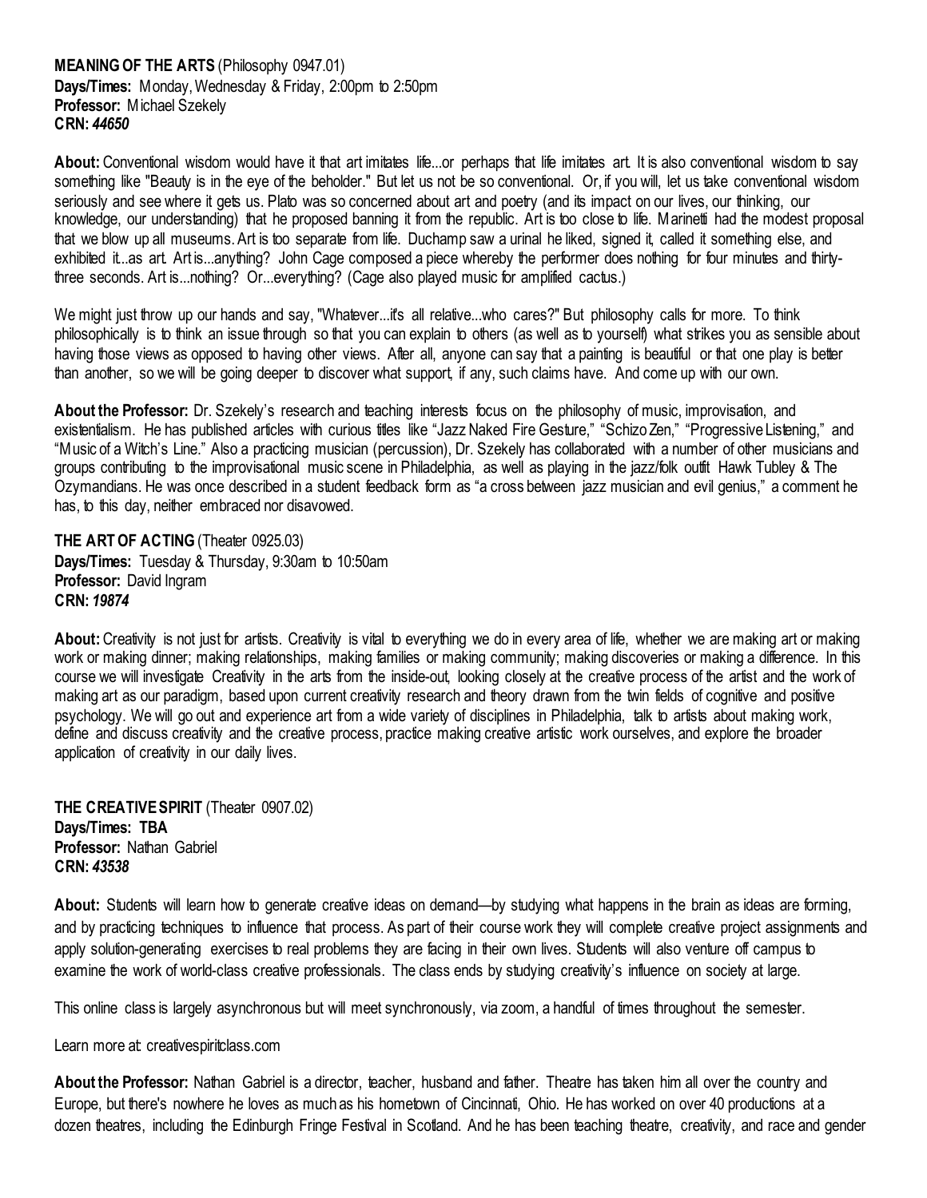**MEANING OF THE ARTS** (Philosophy 0947.01)
**Days/Times:** Monday, Wednesday & Friday, 2:00pm to 2:50pm
**Professor:** Michael Szekely
**CRN:** ***44650***

**About:** Conventional wisdom would have it that art imitates life...or perhaps that life imitates art. It is also conventional wisdom to say something like "Beauty is in the eye of the beholder." But let us not be so conventional. Or, if you will, let us take conventional wisdom seriously and see where it gets us. Plato was so concerned about art and poetry (and its impact on our lives, our thinking, our knowledge, our understanding) that he proposed banning it from the republic. Art is too close to life. Marinetti had the modest proposal that we blow up all museums. Art is too separate from life. Duchamp saw a urinal he liked, signed it, called it something else, and exhibited it...as art. Art is...anything? John Cage composed a piece whereby the performer does nothing for four minutes and thirty-three seconds. Art is...nothing? Or...everything? (Cage also played music for amplified cactus.)

We might just throw up our hands and say, "Whatever...it's all relative...who cares?" But philosophy calls for more. To think philosophically is to think an issue through so that you can explain to others (as well as to yourself) what strikes you as sensible about having those views as opposed to having other views. After all, anyone can say that a painting is beautiful or that one play is better than another, so we will be going deeper to discover what support, if any, such claims have. And come up with our own.

**About the Professor:** Dr. Szekely's research and teaching interests focus on the philosophy of music, improvisation, and existentialism. He has published articles with curious titles like "Jazz Naked Fire Gesture," "Schizo Zen," "Progressive Listening," and "Music of a Witch's Line." Also a practicing musician (percussion), Dr. Szekely has collaborated with a number of other musicians and groups contributing to the improvisational music scene in Philadelphia, as well as playing in the jazz/folk outfit Hawk Tubley & The Ozymandians. He was once described in a student feedback form as "a cross between jazz musician and evil genius," a comment he has, to this day, neither embraced nor disavowed.

**THE ART OF ACTING** (Theater 0925.03)
**Days/Times:** Tuesday & Thursday, 9:30am to 10:50am
**Professor:** David Ingram
**CRN:** ***19874***

**About:** Creativity is not just for artists. Creativity is vital to everything we do in every area of life, whether we are making art or making work or making dinner; making relationships, making families or making community; making discoveries or making a difference. In this course we will investigate Creativity in the arts from the inside-out, looking closely at the creative process of the artist and the work of making art as our paradigm, based upon current creativity research and theory drawn from the twin fields of cognitive and positive psychology. We will go out and experience art from a wide variety of disciplines in Philadelphia, talk to artists about making work, define and discuss creativity and the creative process, practice making creative artistic work ourselves, and explore the broader application of creativity in our daily lives.

**THE CREATIVE SPIRIT** (Theater 0907.02)
**Days/Times: TBA**
**Professor:** Nathan Gabriel
**CRN:** ***43538***

**About:** Students will learn how to generate creative ideas on demand—by studying what happens in the brain as ideas are forming, and by practicing techniques to influence that process. As part of their course work they will complete creative project assignments and apply solution-generating exercises to real problems they are facing in their own lives. Students will also venture off campus to examine the work of world-class creative professionals. The class ends by studying creativity's influence on society at large.

This online class is largely asynchronous but will meet synchronously, via zoom, a handful of times throughout the semester.

Learn more at: creativespiritclass.com

**About the Professor:** Nathan Gabriel is a director, teacher, husband and father. Theatre has taken him all over the country and Europe, but there's nowhere he loves as much as his hometown of Cincinnati, Ohio. He has worked on over 40 productions at a dozen theatres, including the Edinburgh Fringe Festival in Scotland. And he has been teaching theatre, creativity, and race and gender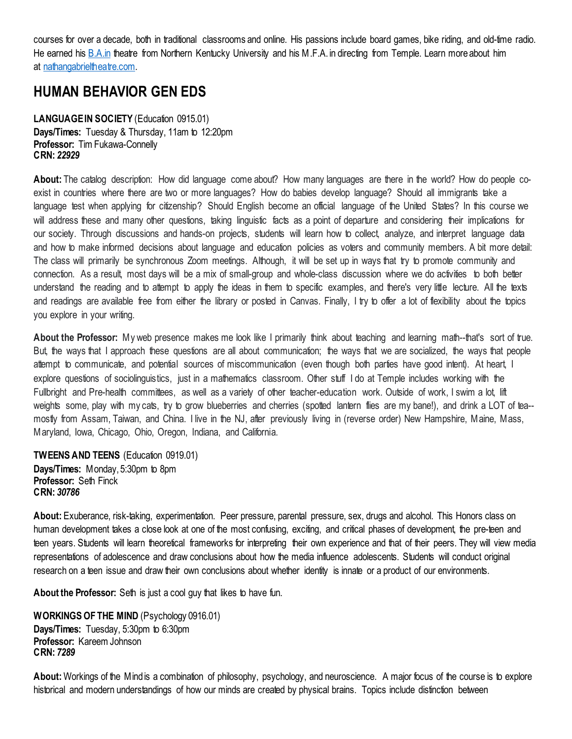courses for over a decade, both in traditional classrooms and online. His passions include board games, bike riding, and old-time radio. He earned his [B.A.in](http://B.A.in) theatre from Northern Kentucky University and his M.F.A. in directing from Temple. Learn more about him at [nathangabrieltheatre.com](http://nathangabrieltheatre.com).

## HUMAN BEHAVIOR GEN EDS

**LANGUAGE IN SOCIETY** (Education 0915.01)
**Days/Times:** Tuesday & Thursday, 11am to 12:20pm
**Professor:** Tim Fukawa-Connelly
**CRN:** ***22929***

**About:** The catalog description: How did language come about? How many languages are there in the world? How do people co-exist in countries where there are two or more languages? How do babies develop language? Should all immigrants take a language test when applying for citizenship? Should English become an official language of the United States? In this course we will address these and many other questions, taking linguistic facts as a point of departure and considering their implications for our society. Through discussions and hands-on projects, students will learn how to collect, analyze, and interpret language data and how to make informed decisions about language and education policies as voters and community members. A bit more detail: The class will primarily be synchronous Zoom meetings. Although, it will be set up in ways that try to promote community and connection. As a result, most days will be a mix of small-group and whole-class discussion where we do activities to both better understand the reading and to attempt to apply the ideas in them to specific examples, and there's very little lecture. All the texts and readings are available free from either the library or posted in Canvas. Finally, I try to offer a lot of flexibility about the topics you explore in your writing.

**About the Professor:** My web presence makes me look like I primarily think about teaching and learning math--that's sort of true. But, the ways that I approach these questions are all about communication; the ways that we are socialized, the ways that people attempt to communicate, and potential sources of miscommunication (even though both parties have good intent). At heart, I explore questions of sociolinguistics, just in a mathematics classroom. Other stuff I do at Temple includes working with the Fullbright and Pre-health committees, as well as a variety of other teacher-education work. Outside of work, I swim a lot, lift weights some, play with my cats, try to grow blueberries and cherries (spotted lantern flies are my bane!), and drink a LOT of tea--mostly from Assam, Taiwan, and China. I live in the NJ, after previously living in (reverse order) New Hampshire, Maine, Mass, Maryland, Iowa, Chicago, Ohio, Oregon, Indiana, and California.

**TWEENS AND TEENS** (Education 0919.01)
**Days/Times:** Monday, 5:30pm to 8pm
**Professor:** Seth Finck
**CRN:** ***30786***

**About:** Exuberance, risk-taking, experimentation. Peer pressure, parental pressure, sex, drugs and alcohol. This Honors class on human development takes a close look at one of the most confusing, exciting, and critical phases of development, the pre-teen and teen years. Students will learn theoretical frameworks for interpreting their own experience and that of their peers. They will view media representations of adolescence and draw conclusions about how the media influence adolescents. Students will conduct original research on a teen issue and draw their own conclusions about whether identity is innate or a product of our environments.

**About the Professor:** Seth is just a cool guy that likes to have fun.

**WORKINGS OF THE MIND** (Psychology 0916.01)
**Days/Times:** Tuesday, 5:30pm to 6:30pm
**Professor:** Kareem Johnson
**CRN:** ***7289***

**About:** Workings of the Mind is a combination of philosophy, psychology, and neuroscience. A major focus of the course is to explore historical and modern understandings of how our minds are created by physical brains. Topics include distinction between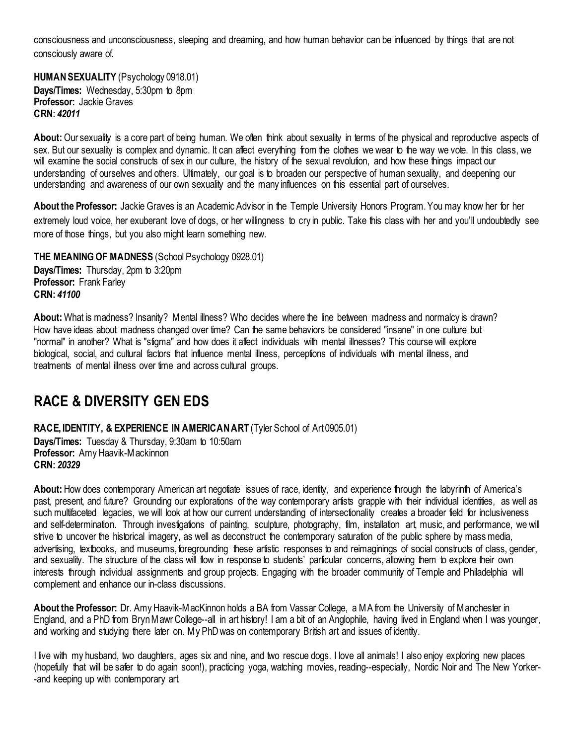consciousness and unconsciousness, sleeping and dreaming, and how human behavior can be influenced by things that are not consciously aware of.

**HUMAN SEXUALITY** (Psychology 0918.01)
**Days/Times:** Wednesday, 5:30pm to 8pm
**Professor:** Jackie Graves
**CRN:** ***42011***

**About:** Our sexuality is a core part of being human. We often think about sexuality in terms of the physical and reproductive aspects of sex. But our sexuality is complex and dynamic. It can affect everything from the clothes we wear to the way we vote. In this class, we will examine the social constructs of sex in our culture, the history of the sexual revolution, and how these things impact our understanding of ourselves and others. Ultimately, our goal is to broaden our perspective of human sexuality, and deepening our understanding and awareness of our own sexuality and the many influences on this essential part of ourselves.

**About the Professor:** Jackie Graves is an Academic Advisor in the Temple University Honors Program. You may know her for her extremely loud voice, her exuberant love of dogs, or her willingness to cry in public. Take this class with her and you'll undoubtedly see more of those things, but you also might learn something new.

**THE MEANING OF MADNESS** (School Psychology 0928.01)
**Days/Times:** Thursday, 2pm to 3:20pm
**Professor:** Frank Farley
**CRN:** ***41100***

**About:** What is madness? Insanity? Mental illness? Who decides where the line between madness and normalcy is drawn? How have ideas about madness changed over time? Can the same behaviors be considered "insane" in one culture but "normal" in another? What is "stigma" and how does it affect individuals with mental illnesses? This course will explore biological, social, and cultural factors that influence mental illness, perceptions of individuals with mental illness, and treatments of mental illness over time and across cultural groups.

## RACE & DIVERSITY GEN EDS

**RACE, IDENTITY, & EXPERIENCE IN AMERICAN ART** (Tyler School of Art 0905.01)
**Days/Times:** Tuesday & Thursday, 9:30am to 10:50am
**Professor:** Amy Haavik-Mackinnon
**CRN:** ***20329***

**About:** How does contemporary American art negotiate issues of race, identity, and experience through the labyrinth of America's past, present, and future? Grounding our explorations of the way contemporary artists grapple with their individual identities, as well as such multifaceted legacies, we will look at how our current understanding of intersectionality creates a broader field for inclusiveness and self-determination. Through investigations of painting, sculpture, photography, film, installation art, music, and performance, we will strive to uncover the historical imagery, as well as deconstruct the contemporary saturation of the public sphere by mass media, advertising, textbooks, and museums, foregrounding these artistic responses to and reimaginings of social constructs of class, gender, and sexuality. The structure of the class will flow in response to students' particular concerns, allowing them to explore their own interests through individual assignments and group projects. Engaging with the broader community of Temple and Philadelphia will complement and enhance our in-class discussions.

**About the Professor:** Dr. Amy Haavik-MacKinnon holds a BA from Vassar College, a MA from the University of Manchester in England, and a PhD from Bryn Mawr College--all in art history! I am a bit of an Anglophile, having lived in England when I was younger, and working and studying there later on. My PhD was on contemporary British art and issues of identity.

I live with my husband, two daughters, ages six and nine, and two rescue dogs. I love all animals! I also enjoy exploring new places (hopefully that will be safer to do again soon!), practicing yoga, watching movies, reading--especially, Nordic Noir and The New Yorker--and keeping up with contemporary art.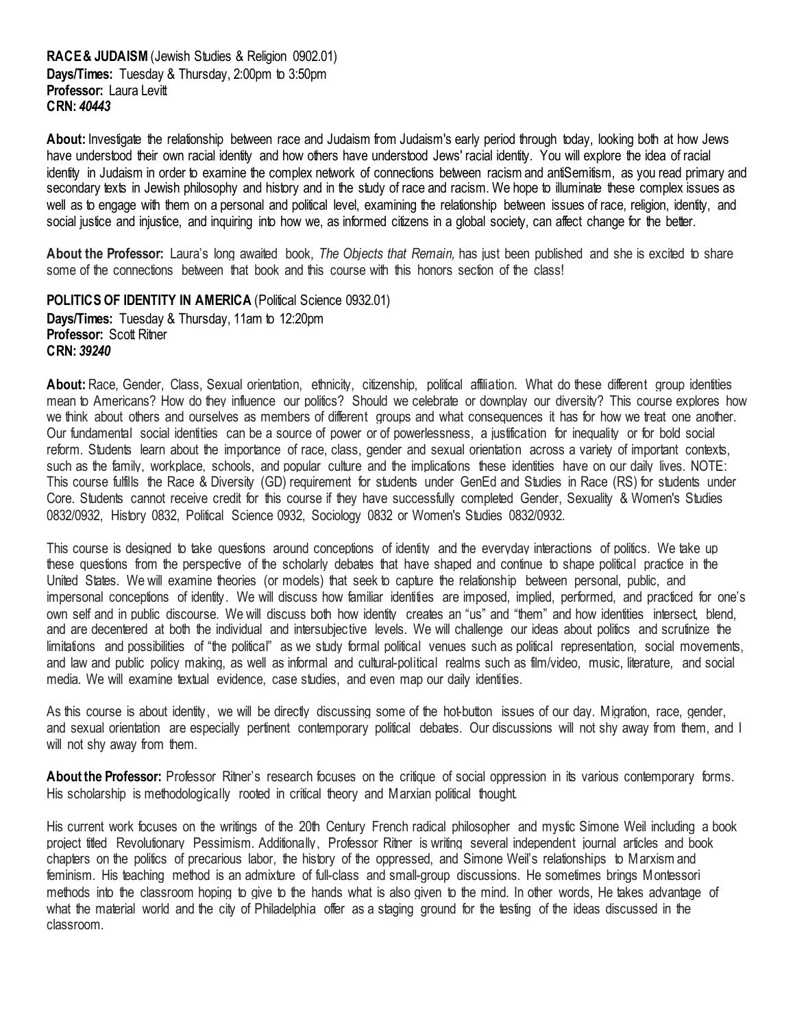**RACE & JUDAISM** (Jewish Studies & Religion 0902.01)
**Days/Times:** Tuesday & Thursday, 2:00pm to 3:50pm
**Professor:** Laura Levitt
**CRN:** ***40443***

**About:** Investigate the relationship between race and Judaism from Judaism's early period through today, looking both at how Jews have understood their own racial identity and how others have understood Jews' racial identity. You will explore the idea of racial identity in Judaism in order to examine the complex network of connections between racism and antiSemitism, as you read primary and secondary texts in Jewish philosophy and history and in the study of race and racism. We hope to illuminate these complex issues as well as to engage with them on a personal and political level, examining the relationship between issues of race, religion, identity, and social justice and injustice, and inquiring into how we, as informed citizens in a global society, can affect change for the better.

**About the Professor:** Laura's long awaited book, *The Objects that Remain,* has just been published and she is excited to share some of the connections between that book and this course with this honors section of the class!

**POLITICS OF IDENTITY IN AMERICA** (Political Science 0932.01)
**Days/Times:** Tuesday & Thursday, 11am to 12:20pm
**Professor:** Scott Ritner
**CRN:** ***39240***

**About:** Race, Gender, Class, Sexual orientation, ethnicity, citizenship, political affiliation. What do these different group identities mean to Americans? How do they influence our politics? Should we celebrate or downplay our diversity? This course explores how we think about others and ourselves as members of different groups and what consequences it has for how we treat one another. Our fundamental social identities can be a source of power or of powerlessness, a justification for inequality or for bold social reform. Students learn about the importance of race, class, gender and sexual orientation across a variety of important contexts, such as the family, workplace, schools, and popular culture and the implications these identities have on our daily lives. NOTE: This course fulfills the Race & Diversity (GD) requirement for students under GenEd and Studies in Race (RS) for students under Core. Students cannot receive credit for this course if they have successfully completed Gender, Sexuality & Women's Studies 0832/0932, History 0832, Political Science 0932, Sociology 0832 or Women's Studies 0832/0932.

This course is designed to take questions around conceptions of identity and the everyday interactions of politics. We take up these questions from the perspective of the scholarly debates that have shaped and continue to shape political practice in the United States. We will examine theories (or models) that seek to capture the relationship between personal, public, and impersonal conceptions of identity. We will discuss how familiar identities are imposed, implied, performed, and practiced for one's own self and in public discourse. We will discuss both how identity creates an "us" and "them" and how identities intersect, blend, and are decentered at both the individual and intersubjective levels. We will challenge our ideas about politics and scrutinize the limitations and possibilities of "the political" as we study formal political venues such as political representation, social movements, and law and public policy making, as well as informal and cultural-political realms such as film/video, music, literature, and social media. We will examine textual evidence, case studies, and even map our daily identities.

As this course is about identity, we will be directly discussing some of the hot-button issues of our day. Migration, race, gender, and sexual orientation are especially pertinent contemporary political debates. Our discussions will not shy away from them, and I will not shy away from them.

**About the Professor:** Professor Ritner's research focuses on the critique of social oppression in its various contemporary forms. His scholarship is methodologically rooted in critical theory and Marxian political thought.

His current work focuses on the writings of the 20th Century French radical philosopher and mystic Simone Weil including a book project titled Revolutionary Pessimism. Additionally, Professor Ritner is writing several independent journal articles and book chapters on the politics of precarious labor, the history of the oppressed, and Simone Weil's relationships to Marxism and feminism. His teaching method is an admixture of full-class and small-group discussions. He sometimes brings Montessori methods into the classroom hoping to give to the hands what is also given to the mind. In other words, He takes advantage of what the material world and the city of Philadelphia offer as a staging ground for the testing of the ideas discussed in the classroom.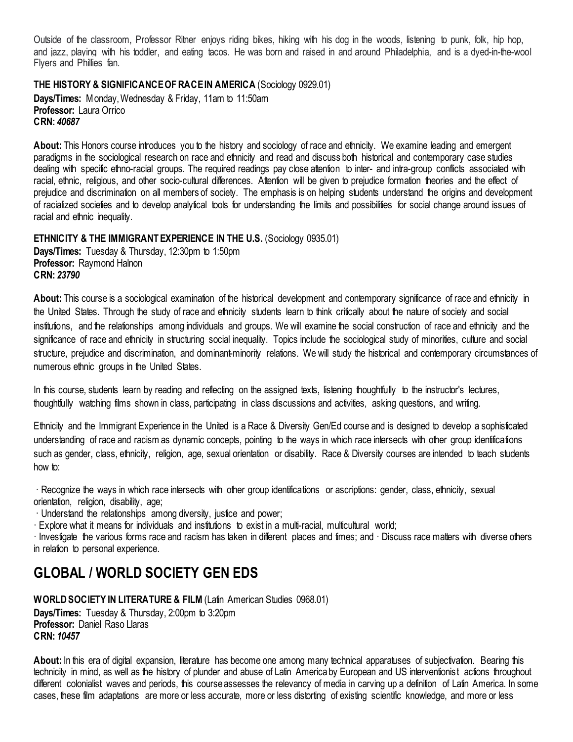Outside of the classroom, Professor Ritner enjoys riding bikes, hiking with his dog in the woods, listening to punk, folk, hip hop, and jazz, playing with his toddler, and eating tacos. He was born and raised in and around Philadelphia, and is a dyed-in-the-wool Flyers and Phillies fan.

**THE HISTORY & SIGNIFICANCE OF RACE IN AMERICA** (Sociology 0929.01)
**Days/Times:** Monday, Wednesday & Friday, 11am to 11:50am
**Professor:** Laura Orrico
**CRN:** ***40687***

**About:** This Honors course introduces you to the history and sociology of race and ethnicity. We examine leading and emergent paradigms in the sociological research on race and ethnicity and read and discuss both historical and contemporary case studies dealing with specific ethno-racial groups. The required readings pay close attention to inter- and intra-group conflicts associated with racial, ethnic, religious, and other socio-cultural differences. Attention will be given to prejudice formation theories and the effect of prejudice and discrimination on all members of society. The emphasis is on helping students understand the origins and development of racialized societies and to develop analytical tools for understanding the limits and possibilities for social change around issues of racial and ethnic inequality.

**ETHNICITY & THE IMMIGRANT EXPERIENCE IN THE U.S.** (Sociology 0935.01)
**Days/Times:** Tuesday & Thursday, 12:30pm to 1:50pm
**Professor:** Raymond Halnon
**CRN:** ***23790***

**About:** This course is a sociological examination of the historical development and contemporary significance of race and ethnicity in the United States. Through the study of race and ethnicity students learn to think critically about the nature of society and social institutions, and the relationships among individuals and groups. We will examine the social construction of race and ethnicity and the significance of race and ethnicity in structuring social inequality. Topics include the sociological study of minorities, culture and social structure, prejudice and discrimination, and dominant-minority relations. We will study the historical and contemporary circumstances of numerous ethnic groups in the United States.

In this course, students learn by reading and reflecting on the assigned texts, listening thoughtfully to the instructor's lectures, thoughtfully watching films shown in class, participating in class discussions and activities, asking questions, and writing.

Ethnicity and the Immigrant Experience in the United is a Race & Diversity Gen/Ed course and is designed to develop a sophisticated understanding of race and racism as dynamic concepts, pointing to the ways in which race intersects with other group identifications such as gender, class, ethnicity, religion, age, sexual orientation or disability. Race & Diversity courses are intended to teach students how to:

· Recognize the ways in which race intersects with other group identifications or ascriptions: gender, class, ethnicity, sexual orientation, religion, disability, age;
· Understand the relationships among diversity, justice and power;
· Explore what it means for individuals and institutions to exist in a multi-racial, multicultural world;
· Investigate the various forms race and racism has taken in different places and times; and · Discuss race matters with diverse others in relation to personal experience.

## GLOBAL / WORLD SOCIETY GEN EDS

**WORLD SOCIETY IN LITERATURE & FILM** (Latin American Studies 0968.01)
**Days/Times:** Tuesday & Thursday, 2:00pm to 3:20pm
**Professor:** Daniel Raso Llaras
**CRN:** ***10457***

**About:** In this era of digital expansion, literature has become one among many technical apparatuses of subjectivation. Bearing this technicity in mind, as well as the history of plunder and abuse of Latin America by European and US interventionist actions throughout different colonialist waves and periods, this course assesses the relevancy of media in carving up a definition of Latin America. In some cases, these film adaptations are more or less accurate, more or less distorting of existing scientific knowledge, and more or less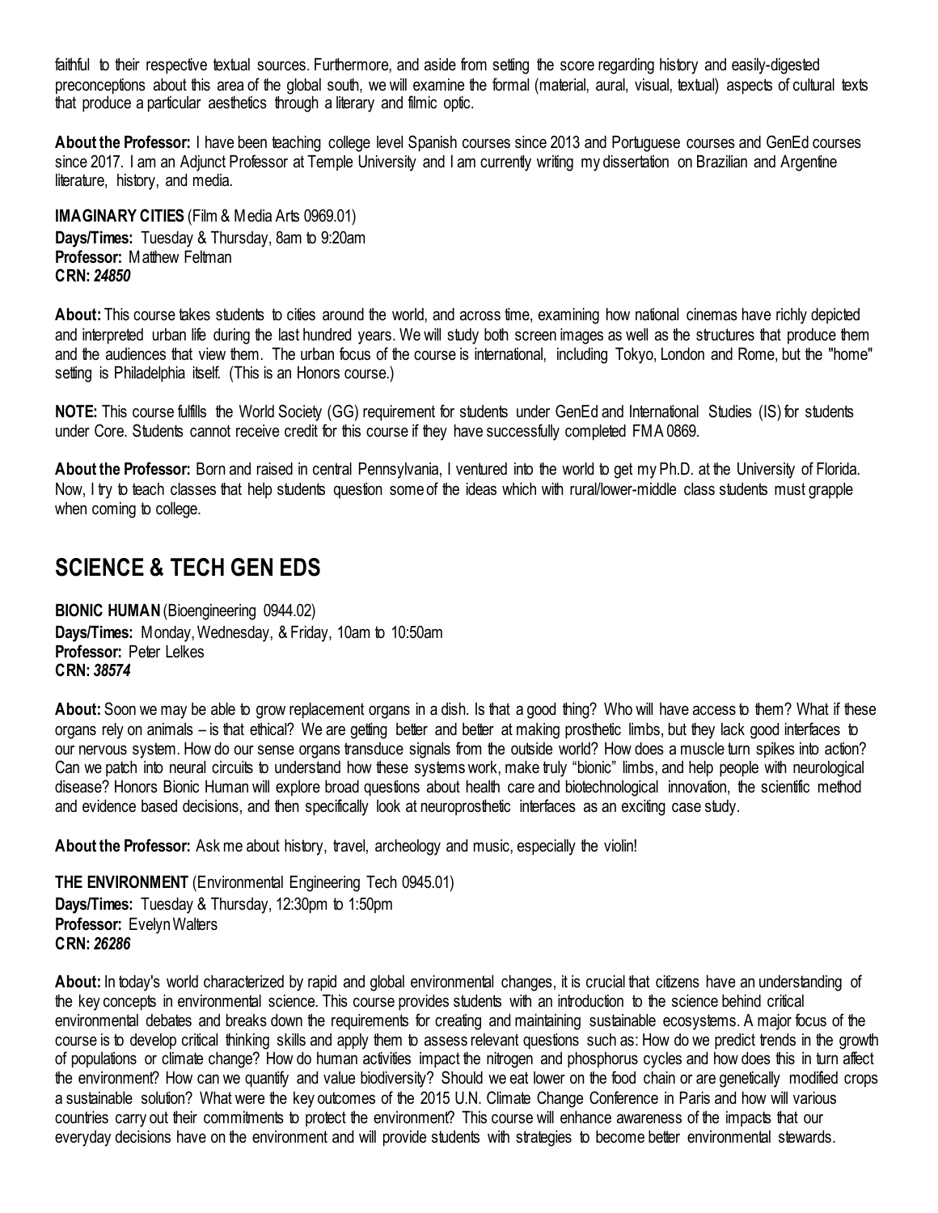faithful to their respective textual sources. Furthermore, and aside from setting the score regarding history and easily-digested preconceptions about this area of the global south, we will examine the formal (material, aural, visual, textual) aspects of cultural texts that produce a particular aesthetics through a literary and filmic optic.

**About the Professor:** I have been teaching college level Spanish courses since 2013 and Portuguese courses and GenEd courses since 2017. I am an Adjunct Professor at Temple University and I am currently writing my dissertation on Brazilian and Argentine literature, history, and media.

**IMAGINARY CITIES** (Film & Media Arts 0969.01)
**Days/Times:** Tuesday & Thursday, 8am to 9:20am
**Professor:** Matthew Feltman
**CRN:** ***24850***

**About:** This course takes students to cities around the world, and across time, examining how national cinemas have richly depicted and interpreted urban life during the last hundred years. We will study both screen images as well as the structures that produce them and the audiences that view them. The urban focus of the course is international, including Tokyo, London and Rome, but the "home" setting is Philadelphia itself. (This is an Honors course.)

**NOTE:** This course fulfills the World Society (GG) requirement for students under GenEd and International Studies (IS) for students under Core. Students cannot receive credit for this course if they have successfully completed FMA 0869.

**About the Professor:** Born and raised in central Pennsylvania, I ventured into the world to get my Ph.D. at the University of Florida. Now, I try to teach classes that help students question some of the ideas which with rural/lower-middle class students must grapple when coming to college.

## SCIENCE & TECH GEN EDS

**BIONIC HUMAN** (Bioengineering 0944.02)
**Days/Times:** Monday, Wednesday, & Friday, 10am to 10:50am
**Professor:** Peter Lelkes
**CRN:** ***38574***

**About:** Soon we may be able to grow replacement organs in a dish. Is that a good thing? Who will have access to them? What if these organs rely on animals – is that ethical? We are getting better and better at making prosthetic limbs, but they lack good interfaces to our nervous system. How do our sense organs transduce signals from the outside world? How does a muscle turn spikes into action? Can we patch into neural circuits to understand how these systems work, make truly "bionic" limbs, and help people with neurological disease? Honors Bionic Human will explore broad questions about health care and biotechnological innovation, the scientific method and evidence based decisions, and then specifically look at neuroprosthetic interfaces as an exciting case study.

**About the Professor:** Ask me about history, travel, archeology and music, especially the violin!

**THE ENVIRONMENT** (Environmental Engineering Tech 0945.01)
**Days/Times:** Tuesday & Thursday, 12:30pm to 1:50pm
**Professor:** Evelyn Walters
**CRN:** ***26286***

**About:** In today's world characterized by rapid and global environmental changes, it is crucial that citizens have an understanding of the key concepts in environmental science. This course provides students with an introduction to the science behind critical environmental debates and breaks down the requirements for creating and maintaining sustainable ecosystems. A major focus of the course is to develop critical thinking skills and apply them to assess relevant questions such as: How do we predict trends in the growth of populations or climate change? How do human activities impact the nitrogen and phosphorus cycles and how does this in turn affect the environment? How can we quantify and value biodiversity? Should we eat lower on the food chain or are genetically modified crops a sustainable solution? What were the key outcomes of the 2015 U.N. Climate Change Conference in Paris and how will various countries carry out their commitments to protect the environment? This course will enhance awareness of the impacts that our everyday decisions have on the environment and will provide students with strategies to become better environmental stewards.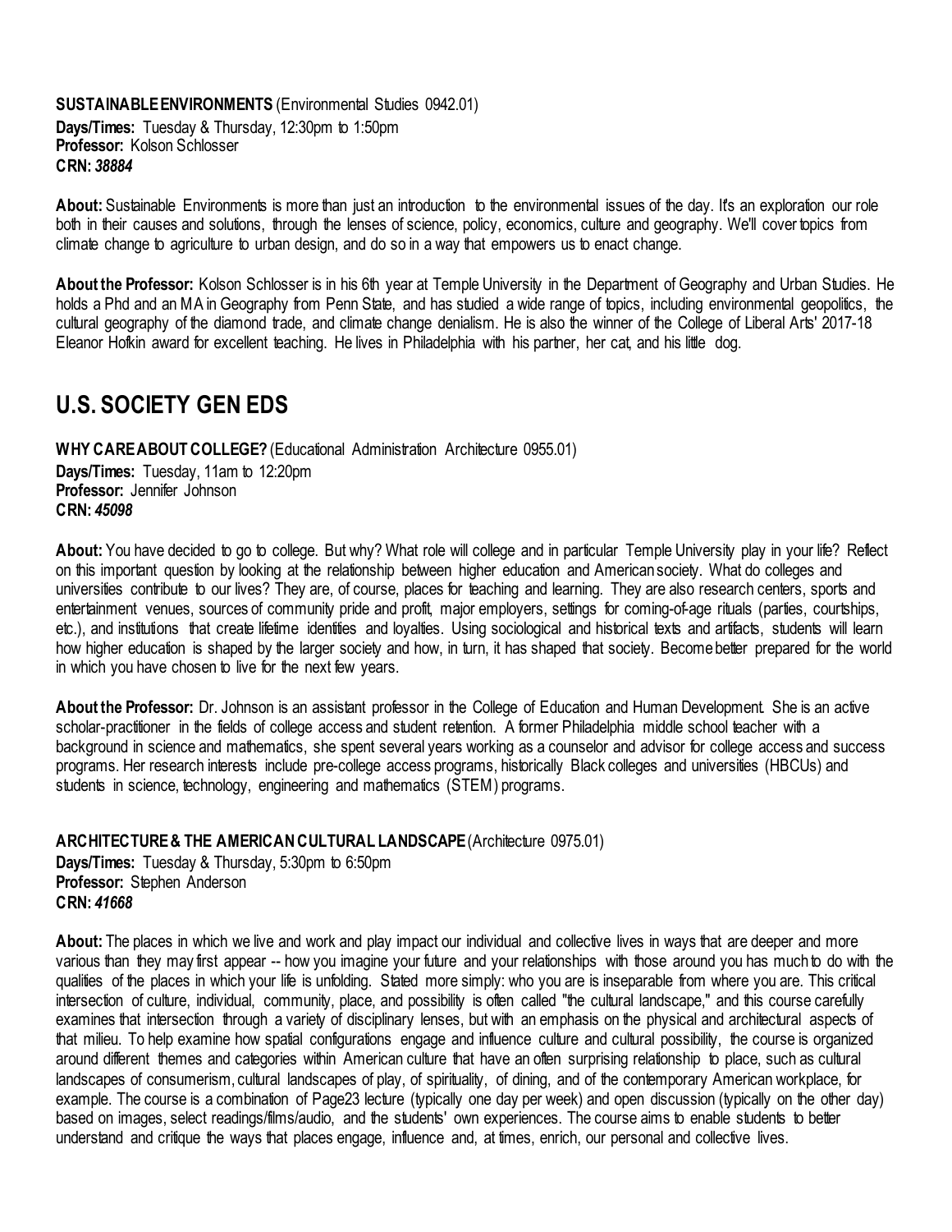**SUSTAINABLE ENVIRONMENTS** (Environmental Studies 0942.01)
**Days/Times:** Tuesday & Thursday, 12:30pm to 1:50pm
**Professor:** Kolson Schlosser
**CRN:** ***38884***

**About:** Sustainable Environments is more than just an introduction to the environmental issues of the day. It's an exploration our role both in their causes and solutions, through the lenses of science, policy, economics, culture and geography. We'll cover topics from climate change to agriculture to urban design, and do so in a way that empowers us to enact change.

**About the Professor:** Kolson Schlosser is in his 6th year at Temple University in the Department of Geography and Urban Studies. He holds a Phd and an MA in Geography from Penn State, and has studied a wide range of topics, including environmental geopolitics, the cultural geography of the diamond trade, and climate change denialism. He is also the winner of the College of Liberal Arts' 2017-18 Eleanor Hofkin award for excellent teaching. He lives in Philadelphia with his partner, her cat, and his little dog.

## U.S. SOCIETY GEN EDS

**WHY CARE ABOUT COLLEGE?** (Educational Administration Architecture 0955.01)
**Days/Times:** Tuesday, 11am to 12:20pm
**Professor:** Jennifer Johnson
**CRN:** ***45098***

**About:** You have decided to go to college. But why? What role will college and in particular Temple University play in your life? Reflect on this important question by looking at the relationship between higher education and American society. What do colleges and universities contribute to our lives? They are, of course, places for teaching and learning. They are also research centers, sports and entertainment venues, sources of community pride and profit, major employers, settings for coming-of-age rituals (parties, courtships, etc.), and institutions that create lifetime identities and loyalties. Using sociological and historical texts and artifacts, students will learn how higher education is shaped by the larger society and how, in turn, it has shaped that society. Become better prepared for the world in which you have chosen to live for the next few years.

**About the Professor:** Dr. Johnson is an assistant professor in the College of Education and Human Development. She is an active scholar-practitioner in the fields of college access and student retention. A former Philadelphia middle school teacher with a background in science and mathematics, she spent several years working as a counselor and advisor for college access and success programs. Her research interests include pre-college access programs, historically Black colleges and universities (HBCUs) and students in science, technology, engineering and mathematics (STEM) programs.

**ARCHITECTURE & THE AMERICAN CULTURAL LANDSCAPE** (Architecture 0975.01)
**Days/Times:** Tuesday & Thursday, 5:30pm to 6:50pm
**Professor:** Stephen Anderson
**CRN:** ***41668***

**About:** The places in which we live and work and play impact our individual and collective lives in ways that are deeper and more various than they may first appear -- how you imagine your future and your relationships with those around you has much to do with the qualities of the places in which your life is unfolding. Stated more simply: who you are is inseparable from where you are. This critical intersection of culture, individual, community, place, and possibility is often called "the cultural landscape," and this course carefully examines that intersection through a variety of disciplinary lenses, but with an emphasis on the physical and architectural aspects of that milieu. To help examine how spatial configurations engage and influence culture and cultural possibility, the course is organized around different themes and categories within American culture that have an often surprising relationship to place, such as cultural landscapes of consumerism, cultural landscapes of play, of spirituality, of dining, and of the contemporary American workplace, for example. The course is a combination of Page23 lecture (typically one day per week) and open discussion (typically on the other day) based on images, select readings/films/audio, and the students' own experiences. The course aims to enable students to better understand and critique the ways that places engage, influence and, at times, enrich, our personal and collective lives.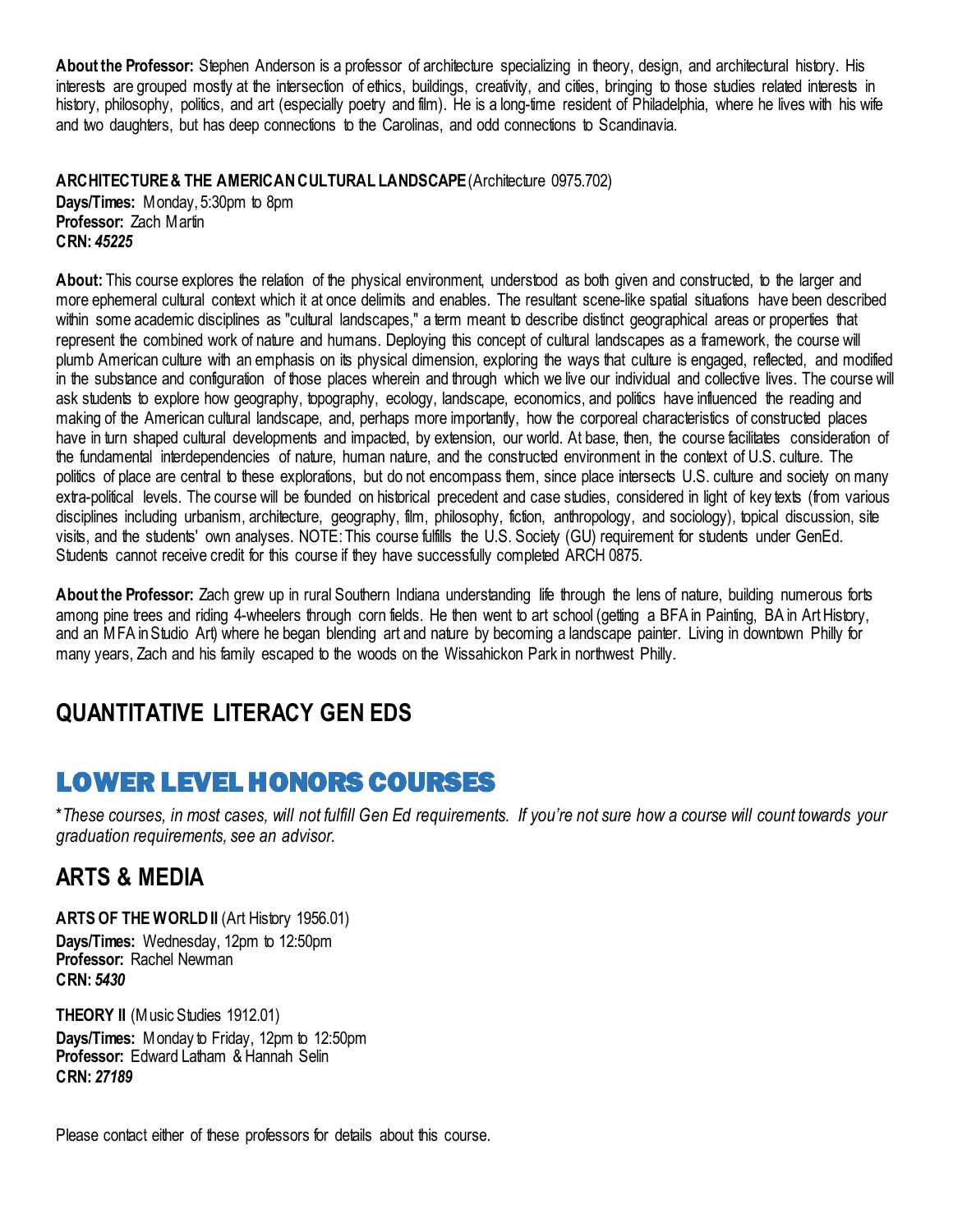**About the Professor:** Stephen Anderson is a professor of architecture specializing in theory, design, and architectural history. His interests are grouped mostly at the intersection of ethics, buildings, creativity, and cities, bringing to those studies related interests in history, philosophy, politics, and art (especially poetry and film). He is a long-time resident of Philadelphia, where he lives with his wife and two daughters, but has deep connections to the Carolinas, and odd connections to Scandinavia.

**ARCHITECTURE & THE AMERICAN CULTURAL LANDSCAPE** (Architecture 0975.702)
**Days/Times:** Monday, 5:30pm to 8pm
**Professor:** Zach Martin
**CRN:** ***45225***

**About:** This course explores the relation of the physical environment, understood as both given and constructed, to the larger and more ephemeral cultural context which it at once delimits and enables. The resultant scene-like spatial situations have been described within some academic disciplines as "cultural landscapes," a term meant to describe distinct geographical areas or properties that represent the combined work of nature and humans. Deploying this concept of cultural landscapes as a framework, the course will plumb American culture with an emphasis on its physical dimension, exploring the ways that culture is engaged, reflected, and modified in the substance and configuration of those places wherein and through which we live our individual and collective lives. The course will ask students to explore how geography, topography, ecology, landscape, economics, and politics have influenced the reading and making of the American cultural landscape, and, perhaps more importantly, how the corporeal characteristics of constructed places have in turn shaped cultural developments and impacted, by extension, our world. At base, then, the course facilitates consideration of the fundamental interdependencies of nature, human nature, and the constructed environment in the context of U.S. culture. The politics of place are central to these explorations, but do not encompass them, since place intersects U.S. culture and society on many extra-political levels. The course will be founded on historical precedent and case studies, considered in light of key texts (from various disciplines including urbanism, architecture, geography, film, philosophy, fiction, anthropology, and sociology), topical discussion, site visits, and the students' own analyses. NOTE: This course fulfills the U.S. Society (GU) requirement for students under GenEd. Students cannot receive credit for this course if they have successfully completed ARCH 0875.

**About the Professor:** Zach grew up in rural Southern Indiana understanding life through the lens of nature, building numerous forts among pine trees and riding 4-wheelers through corn fields. He then went to art school (getting a BFA in Painting, BA in Art History, and an MFA in Studio Art) where he began blending art and nature by becoming a landscape painter. Living in downtown Philly for many years, Zach and his family escaped to the woods on the Wissahickon Park in northwest Philly.

## QUANTITATIVE LITERACY GEN EDS

# LOWER LEVEL HONORS COURSES

\**These courses, in most cases, will not fulfill Gen Ed requirements. If you're not sure how a course will count towards your graduation requirements, see an advisor.*

## ARTS & MEDIA

**ARTS OF THE WORLD II** (Art History 1956.01)
**Days/Times:** Wednesday, 12pm to 12:50pm
**Professor:** Rachel Newman
**CRN:** ***5430***

**THEORY II** (Music Studies 1912.01)
**Days/Times:** Monday to Friday, 12pm to 12:50pm
**Professor:** Edward Latham & Hannah Selin
**CRN:** ***27189***

Please contact either of these professors for details about this course.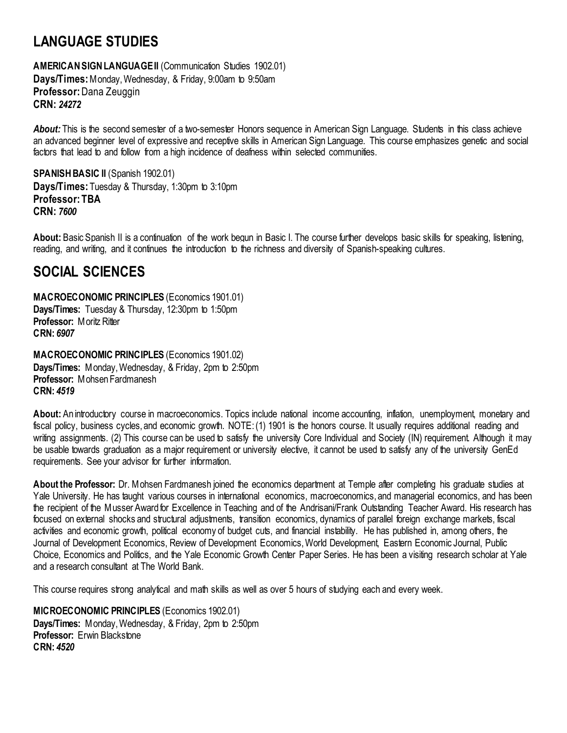## LANGUAGE STUDIES

**AMERICAN SIGN LANGUAGE II** (Communication Studies 1902.01)
**Days/Times:** Monday, Wednesday, & Friday, 9:00am to 9:50am
**Professor:** Dana Zeuggin
**CRN:** ***24272***

***About:*** This is the second semester of a two-semester Honors sequence in American Sign Language. Students in this class achieve an advanced beginner level of expressive and receptive skills in American Sign Language. This course emphasizes genetic and social factors that lead to and follow from a high incidence of deafness within selected communities.

**SPANISH BASIC II** (Spanish 1902.01)
**Days/Times:** Tuesday & Thursday, 1:30pm to 3:10pm
**Professor: TBA**
**CRN:** ***7600***

**About:** Basic Spanish II is a continuation of the work begun in Basic I. The course further develops basic skills for speaking, listening, reading, and writing, and it continues the introduction to the richness and diversity of Spanish-speaking cultures.

## SOCIAL SCIENCES

**MACROECONOMIC PRINCIPLES** (Economics 1901.01)
**Days/Times:** Tuesday & Thursday, 12:30pm to 1:50pm
**Professor:** Moritz Ritter
**CRN:** ***6907***

**MACROECONOMIC PRINCIPLES** (Economics 1901.02)
**Days/Times:** Monday, Wednesday, & Friday, 2pm to 2:50pm
**Professor:** Mohsen Fardmanesh
**CRN:** ***4519***

**About:** An introductory course in macroeconomics. Topics include national income accounting, inflation, unemployment, monetary and fiscal policy, business cycles, and economic growth. NOTE: (1) 1901 is the honors course. It usually requires additional reading and writing assignments. (2) This course can be used to satisfy the university Core Individual and Society (IN) requirement. Although it may be usable towards graduation as a major requirement or university elective, it cannot be used to satisfy any of the university GenEd requirements. See your advisor for further information.

**About the Professor:** Dr. Mohsen Fardmanesh joined the economics department at Temple after completing his graduate studies at Yale University. He has taught various courses in international economics, macroeconomics, and managerial economics, and has been the recipient of the Musser Award for Excellence in Teaching and of the Andrisani/Frank Outstanding Teacher Award. His research has focused on external shocks and structural adjustments, transition economics, dynamics of parallel foreign exchange markets, fiscal activities and economic growth, political economy of budget cuts, and financial instability. He has published in, among others, the Journal of Development Economics, Review of Development Economics, World Development, Eastern Economic Journal, Public Choice, Economics and Politics, and the Yale Economic Growth Center Paper Series. He has been a visiting research scholar at Yale and a research consultant at The World Bank.

This course requires strong analytical and math skills as well as over 5 hours of studying each and every week.

**MICROECONOMIC PRINCIPLES** (Economics 1902.01)
**Days/Times:** Monday, Wednesday, & Friday, 2pm to 2:50pm
**Professor:** Erwin Blackstone
**CRN:** ***4520***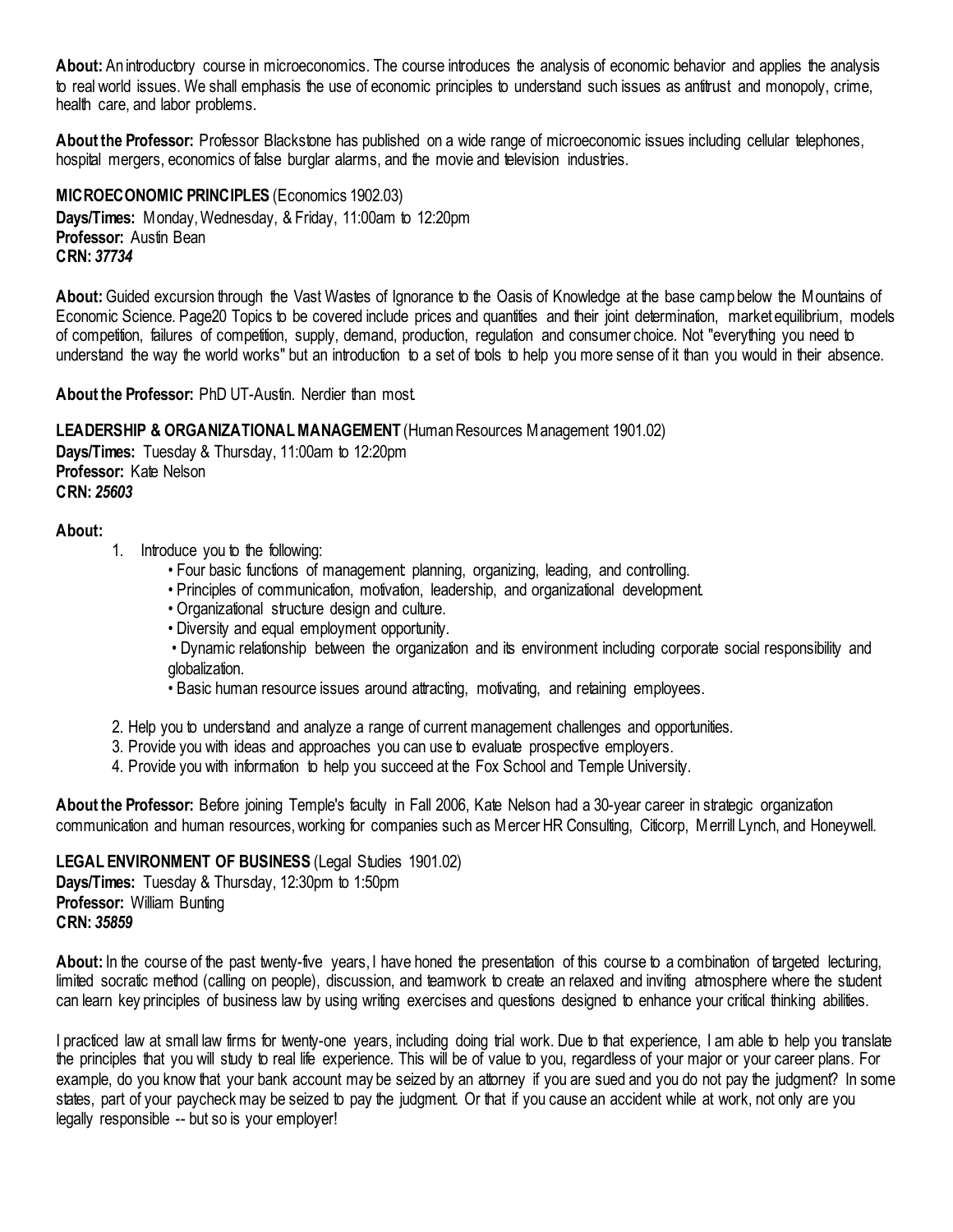**About:** An introductory course in microeconomics. The course introduces the analysis of economic behavior and applies the analysis to real world issues. We shall emphasis the use of economic principles to understand such issues as antitrust and monopoly, crime, health care, and labor problems.

**About the Professor:** Professor Blackstone has published on a wide range of microeconomic issues including cellular telephones, hospital mergers, economics of false burglar alarms, and the movie and television industries.

**MICROECONOMIC PRINCIPLES** (Economics 1902.03)
**Days/Times:** Monday, Wednesday, & Friday, 11:00am to 12:20pm
**Professor:** Austin Bean
**CRN:** ***37734***

**About:** Guided excursion through the Vast Wastes of Ignorance to the Oasis of Knowledge at the base camp below the Mountains of Economic Science. Page20 Topics to be covered include prices and quantities and their joint determination, market equilibrium, models of competition, failures of competition, supply, demand, production, regulation and consumer choice. Not "everything you need to understand the way the world works" but an introduction to a set of tools to help you more sense of it than you would in their absence.

**About the Professor:** PhD UT-Austin. Nerdier than most.

**LEADERSHIP & ORGANIZATIONAL MANAGEMENT** (Human Resources Management 1901.02)
**Days/Times:** Tuesday & Thursday, 11:00am to 12:20pm
**Professor:** Kate Nelson
**CRN:** ***25603***

**About:**

1. Introduce you to the following:
   - Four basic functions of management: planning, organizing, leading, and controlling.
   - Principles of communication, motivation, leadership, and organizational development.
   - Organizational structure design and culture.
   - Diversity and equal employment opportunity.
   - Dynamic relationship between the organization and its environment including corporate social responsibility and globalization.
   - Basic human resource issues around attracting, motivating, and retaining employees.
2. Help you to understand and analyze a range of current management challenges and opportunities.
3. Provide you with ideas and approaches you can use to evaluate prospective employers.
4. Provide you with information to help you succeed at the Fox School and Temple University.

**About the Professor:** Before joining Temple's faculty in Fall 2006, Kate Nelson had a 30-year career in strategic organization communication and human resources, working for companies such as Mercer HR Consulting, Citicorp, Merrill Lynch, and Honeywell.

**LEGAL ENVIRONMENT OF BUSINESS** (Legal Studies 1901.02)
**Days/Times:** Tuesday & Thursday, 12:30pm to 1:50pm
**Professor:** William Bunting
**CRN:** ***35859***

**About:** In the course of the past twenty-five years, I have honed the presentation of this course to a combination of targeted lecturing, limited socratic method (calling on people), discussion, and teamwork to create an relaxed and inviting atmosphere where the student can learn key principles of business law by using writing exercises and questions designed to enhance your critical thinking abilities.

I practiced law at small law firms for twenty-one years, including doing trial work. Due to that experience, I am able to help you translate the principles that you will study to real life experience. This will be of value to you, regardless of your major or your career plans. For example, do you know that your bank account may be seized by an attorney if you are sued and you do not pay the judgment? In some states, part of your paycheck may be seized to pay the judgment. Or that if you cause an accident while at work, not only are you legally responsible -- but so is your employer!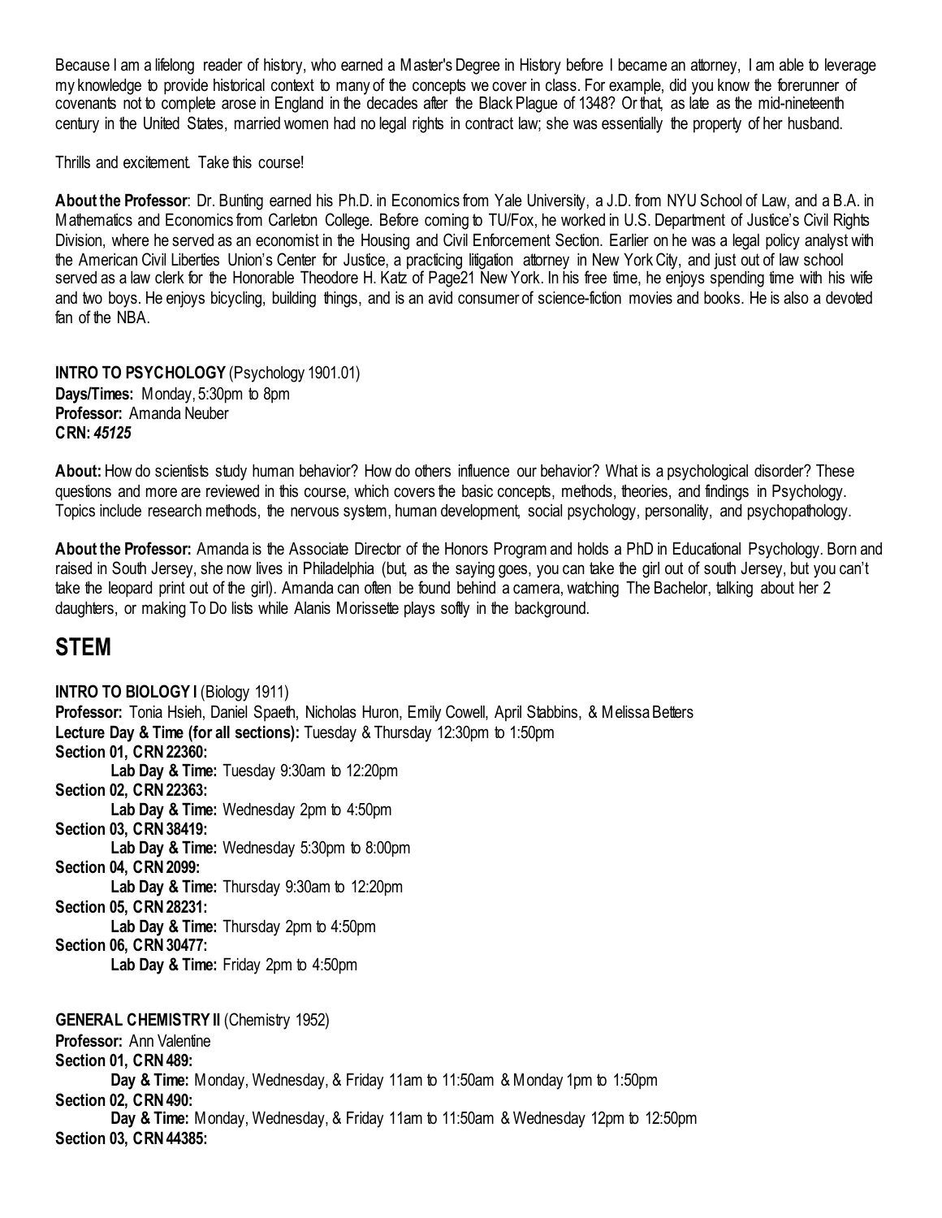Because I am a lifelong reader of history, who earned a Master's Degree in History before I became an attorney, I am able to leverage my knowledge to provide historical context to many of the concepts we cover in class. For example, did you know the forerunner of covenants not to complete arose in England in the decades after the Black Plague of 1348? Or that, as late as the mid-nineteenth century in the United States, married women had no legal rights in contract law; she was essentially the property of her husband.

Thrills and excitement. Take this course!

**About the Professor**: Dr. Bunting earned his Ph.D. in Economics from Yale University, a J.D. from NYU School of Law, and a B.A. in Mathematics and Economics from Carleton College. Before coming to TU/Fox, he worked in U.S. Department of Justice's Civil Rights Division, where he served as an economist in the Housing and Civil Enforcement Section. Earlier on he was a legal policy analyst with the American Civil Liberties Union's Center for Justice, a practicing litigation attorney in New York City, and just out of law school served as a law clerk for the Honorable Theodore H. Katz of Page21 New York. In his free time, he enjoys spending time with his wife and two boys. He enjoys bicycling, building things, and is an avid consumer of science-fiction movies and books. He is also a devoted fan of the NBA.

**INTRO TO PSYCHOLOGY** (Psychology 1901.01)
**Days/Times:** Monday, 5:30pm to 8pm
**Professor:** Amanda Neuber
**CRN:** ***45125***

**About:** How do scientists study human behavior? How do others influence our behavior? What is a psychological disorder? These questions and more are reviewed in this course, which covers the basic concepts, methods, theories, and findings in Psychology. Topics include research methods, the nervous system, human development, social psychology, personality, and psychopathology.

**About the Professor:** Amanda is the Associate Director of the Honors Program and holds a PhD in Educational Psychology. Born and raised in South Jersey, she now lives in Philadelphia (but, as the saying goes, you can take the girl out of south Jersey, but you can't take the leopard print out of the girl). Amanda can often be found behind a camera, watching The Bachelor, talking about her 2 daughters, or making To Do lists while Alanis Morissette plays softly in the background.

## STEM

**INTRO TO BIOLOGY I** (Biology 1911)
**Professor:** Tonia Hsieh, Daniel Spaeth, Nicholas Huron, Emily Cowell, April Stabbins, & Melissa Betters
**Lecture Day & Time (for all sections):** Tuesday & Thursday 12:30pm to 1:50pm
**Section 01, CRN 22360:**
- **Lab Day & Time:** Tuesday 9:30am to 12:20pm

**Section 02, CRN 22363:**
- **Lab Day & Time:** Wednesday 2pm to 4:50pm

**Section 03, CRN 38419:**
- **Lab Day & Time:** Wednesday 5:30pm to 8:00pm

**Section 04, CRN 2099:**
- **Lab Day & Time:** Thursday 9:30am to 12:20pm

**Section 05, CRN 28231:**
- **Lab Day & Time:** Thursday 2pm to 4:50pm

**Section 06, CRN 30477:**
- **Lab Day & Time:** Friday 2pm to 4:50pm

**GENERAL CHEMISTRY II** (Chemistry 1952)
**Professor:** Ann Valentine
**Section 01, CRN 489:**
- **Day & Time:** Monday, Wednesday, & Friday 11am to 11:50am & Monday 1pm to 1:50pm

**Section 02, CRN 490:**
- **Day & Time:** Monday, Wednesday, & Friday 11am to 11:50am & Wednesday 12pm to 12:50pm

**Section 03, CRN 44385:**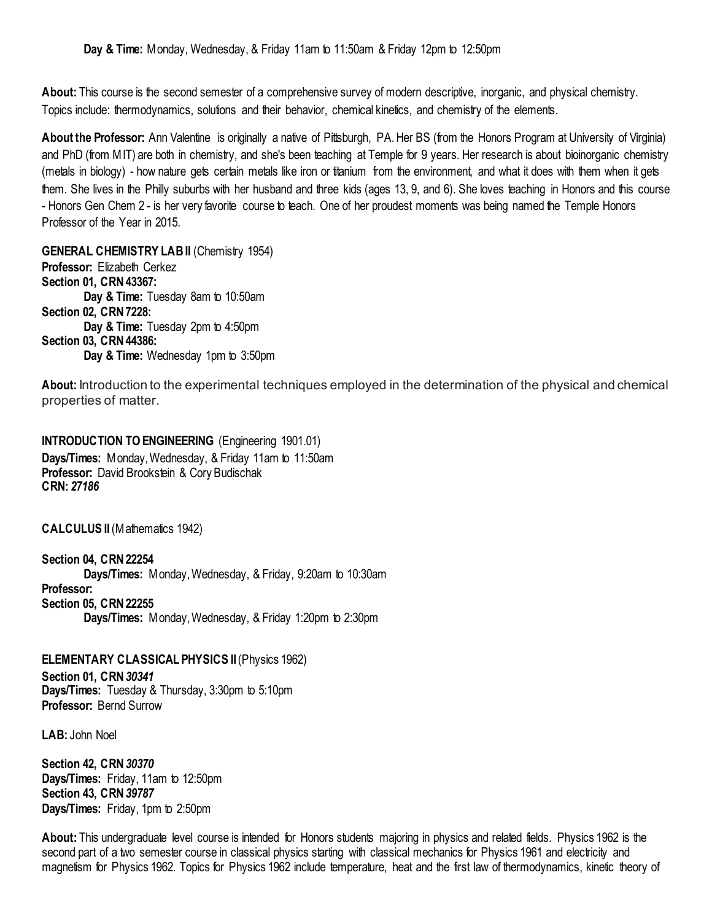**Day & Time:** Monday, Wednesday, & Friday 11am to 11:50am & Friday 12pm to 12:50pm

**About:** This course is the second semester of a comprehensive survey of modern descriptive, inorganic, and physical chemistry. Topics include: thermodynamics, solutions and their behavior, chemical kinetics, and chemistry of the elements.

**About the Professor:** Ann Valentine is originally a native of Pittsburgh, PA. Her BS (from the Honors Program at University of Virginia) and PhD (from MIT) are both in chemistry, and she's been teaching at Temple for 9 years. Her research is about bioinorganic chemistry (metals in biology) - how nature gets certain metals like iron or titanium from the environment, and what it does with them when it gets them. She lives in the Philly suburbs with her husband and three kids (ages 13, 9, and 6). She loves teaching in Honors and this course - Honors Gen Chem 2 - is her very favorite course to teach. One of her proudest moments was being named the Temple Honors Professor of the Year in 2015.

**GENERAL CHEMISTRY LAB II** (Chemistry 1954)
**Professor:** Elizabeth Cerkez
**Section 01, CRN 43367:**
 **Day & Time:** Tuesday 8am to 10:50am
**Section 02, CRN 7228:**
 **Day & Time:** Tuesday 2pm to 4:50pm
**Section 03, CRN 44386:**
 **Day & Time:** Wednesday 1pm to 3:50pm

**About:** Introduction to the experimental techniques employed in the determination of the physical and chemical properties of matter.

**INTRODUCTION TO ENGINEERING** (Engineering 1901.01)
**Days/Times:** Monday, Wednesday, & Friday 11am to 11:50am
**Professor:** David Brookstein & Cory Budischak
**CRN:** ***27186***

**CALCULUS II** (Mathematics 1942)

**Section 04, CRN 22254**
 **Days/Times:** Monday, Wednesday, & Friday, 9:20am to 10:30am
**Professor:**
**Section 05, CRN 22255**
 **Days/Times:** Monday, Wednesday, & Friday 1:20pm to 2:30pm

**ELEMENTARY CLASSICAL PHYSICS II** (Physics 1962)
**Section 01, CRN** ***30341***
**Days/Times:** Tuesday & Thursday, 3:30pm to 5:10pm
**Professor:** Bernd Surrow

**LAB:** John Noel

**Section 42, CRN** ***30370***
**Days/Times:** Friday, 11am to 12:50pm
**Section 43, CRN** ***39787***
**Days/Times:** Friday, 1pm to 2:50pm

**About:** This undergraduate level course is intended for Honors students majoring in physics and related fields. Physics 1962 is the second part of a two semester course in classical physics starting with classical mechanics for Physics 1961 and electricity and magnetism for Physics 1962. Topics for Physics 1962 include temperature, heat and the first law of thermodynamics, kinetic theory of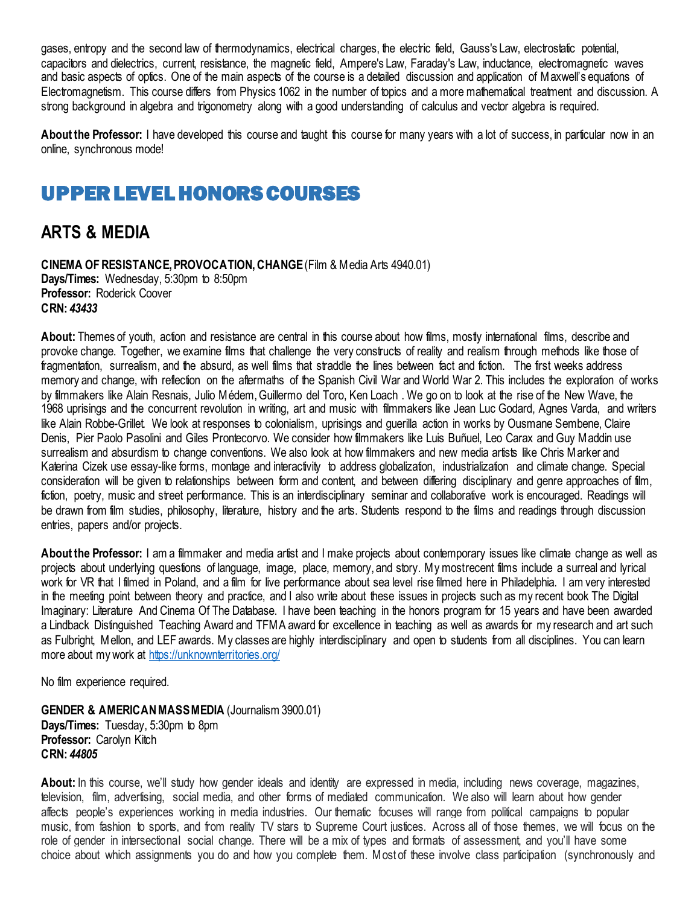gases, entropy and the second law of thermodynamics, electrical charges, the electric field, Gauss's Law, electrostatic potential, capacitors and dielectrics, current, resistance, the magnetic field, Ampere's Law, Faraday's Law, inductance, electromagnetic waves and basic aspects of optics. One of the main aspects of the course is a detailed discussion and application of Maxwell's equations of Electromagnetism. This course differs from Physics 1062 in the number of topics and a more mathematical treatment and discussion. A strong background in algebra and trigonometry along with a good understanding of calculus and vector algebra is required.

**About the Professor:** I have developed this course and taught this course for many years with a lot of success, in particular now in an online, synchronous mode!

# UPPER LEVEL HONORS COURSES

## ARTS & MEDIA

**CINEMA OF RESISTANCE, PROVOCATION, CHANGE** (Film & Media Arts 4940.01)
**Days/Times:** Wednesday, 5:30pm to 8:50pm
**Professor:** Roderick Coover
**CRN:** ***43433***

**About:** Themes of youth, action and resistance are central in this course about how films, mostly international films, describe and provoke change. Together, we examine films that challenge the very constructs of reality and realism through methods like those of fragmentation, surrealism, and the absurd, as well films that straddle the lines between fact and fiction. The first weeks address memory and change, with reflection on the aftermaths of the Spanish Civil War and World War 2. This includes the exploration of works by filmmakers like Alain Resnais, Julio Médem, Guillermo del Toro, Ken Loach . We go on to look at the rise of the New Wave, the 1968 uprisings and the concurrent revolution in writing, art and music with filmmakers like Jean Luc Godard, Agnes Varda, and writers like Alain Robbe-Grillet. We look at responses to colonialism, uprisings and guerilla action in works by Ousmane Sembene, Claire Denis, Pier Paolo Pasolini and Giles Prontecorvo. We consider how filmmakers like Luis Buñuel, Leo Carax and Guy Maddin use surrealism and absurdism to change conventions. We also look at how filmmakers and new media artists like Chris Marker and Katerina Cizek use essay-like forms, montage and interactivity to address globalization, industrialization and climate change. Special consideration will be given to relationships between form and content, and between differing disciplinary and genre approaches of film, fiction, poetry, music and street performance. This is an interdisciplinary seminar and collaborative work is encouraged. Readings will be drawn from film studies, philosophy, literature, history and the arts. Students respond to the films and readings through discussion entries, papers and/or projects.

**About the Professor:** I am a filmmaker and media artist and I make projects about contemporary issues like climate change as well as projects about underlying questions of language, image, place, memory, and story. My most recent films include a surreal and lyrical work for VR that I filmed in Poland, and a film for live performance about sea level rise filmed here in Philadelphia. I am very interested in the meeting point between theory and practice, and I also write about these issues in projects such as my recent book The Digital Imaginary: Literature And Cinema Of The Database. I have been teaching in the honors program for 15 years and have been awarded a Lindback Distinguished Teaching Award and TFMA award for excellence in teaching as well as awards for my research and art such as Fulbright, Mellon, and LEF awards. My classes are highly interdisciplinary and open to students from all disciplines. You can learn more about my work at https://unknownterritories.org/

No film experience required.

**GENDER & AMERICAN MASS MEDIA** (Journalism 3900.01)
**Days/Times:** Tuesday, 5:30pm to 8pm
**Professor:** Carolyn Kitch
**CRN:** ***44805***

**About:** In this course, we'll study how gender ideals and identity are expressed in media, including news coverage, magazines, television, film, advertising, social media, and other forms of mediated communication. We also will learn about how gender affects people's experiences working in media industries. Our thematic focuses will range from political campaigns to popular music, from fashion to sports, and from reality TV stars to Supreme Court justices. Across all of those themes, we will focus on the role of gender in intersectional social change. There will be a mix of types and formats of assessment, and you'll have some choice about which assignments you do and how you complete them. Most of these involve class participation (synchronously and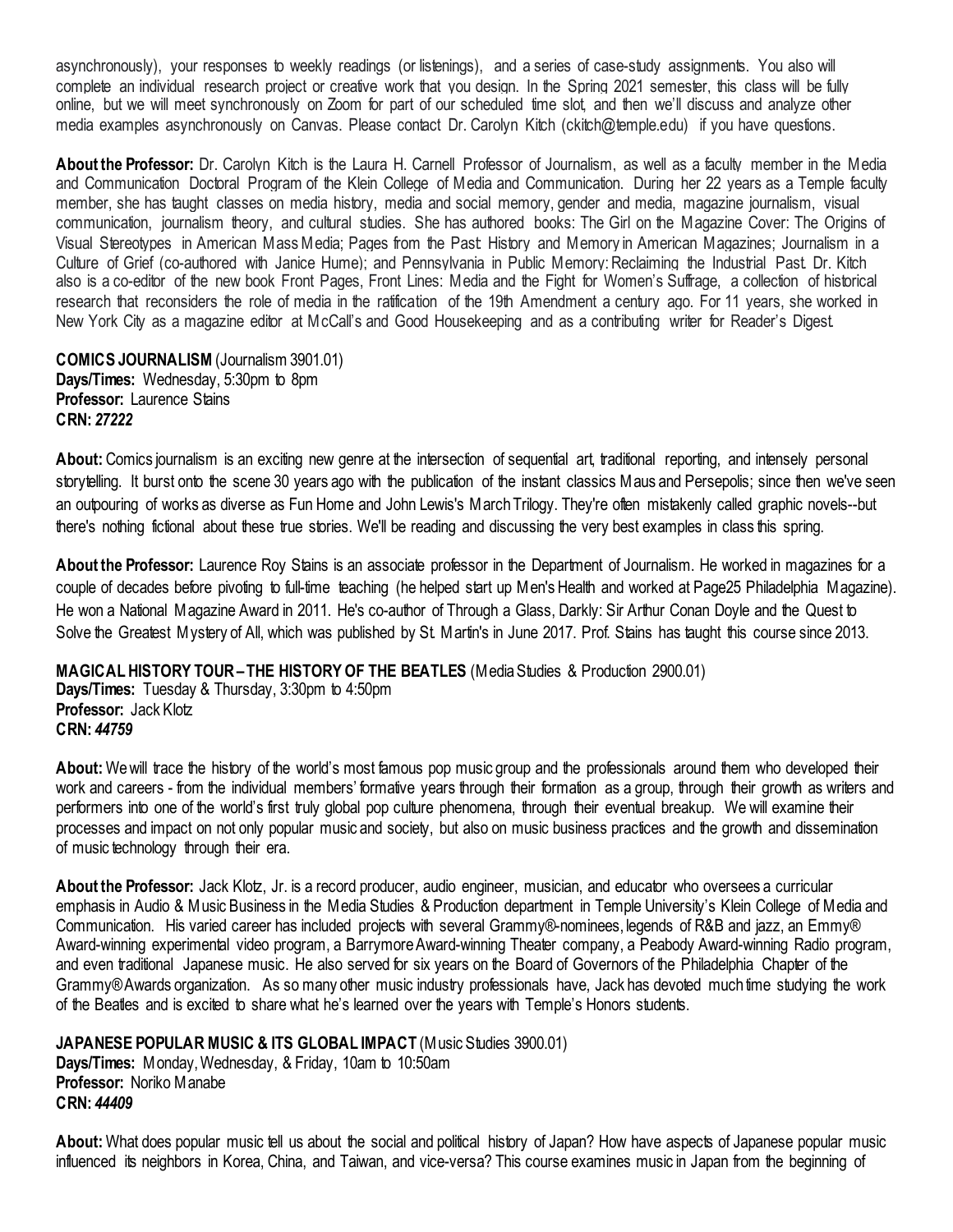asynchronously), your responses to weekly readings (or listenings), and a series of case-study assignments. You also will complete an individual research project or creative work that you design. In the Spring 2021 semester, this class will be fully online, but we will meet synchronously on Zoom for part of our scheduled time slot, and then we'll discuss and analyze other media examples asynchronously on Canvas. Please contact Dr. Carolyn Kitch (ckitch@temple.edu) if you have questions.

**About the Professor:** Dr. Carolyn Kitch is the Laura H. Carnell Professor of Journalism, as well as a faculty member in the Media and Communication Doctoral Program of the Klein College of Media and Communication. During her 22 years as a Temple faculty member, she has taught classes on media history, media and social memory, gender and media, magazine journalism, visual communication, journalism theory, and cultural studies. She has authored books: The Girl on the Magazine Cover: The Origins of Visual Stereotypes in American Mass Media; Pages from the Past: History and Memory in American Magazines; Journalism in a Culture of Grief (co-authored with Janice Hume); and Pennsylvania in Public Memory: Reclaiming the Industrial Past. Dr. Kitch also is a co-editor of the new book Front Pages, Front Lines: Media and the Fight for Women's Suffrage, a collection of historical research that reconsiders the role of media in the ratification of the 19th Amendment a century ago. For 11 years, she worked in New York City as a magazine editor at McCall's and Good Housekeeping and as a contributing writer for Reader's Digest.

**COMICS JOURNALISM** (Journalism 3901.01)
**Days/Times:** Wednesday, 5:30pm to 8pm
**Professor:** Laurence Stains
**CRN:** ***27222***

**About:** Comics journalism is an exciting new genre at the intersection of sequential art, traditional reporting, and intensely personal storytelling. It burst onto the scene 30 years ago with the publication of the instant classics Maus and Persepolis; since then we've seen an outpouring of works as diverse as Fun Home and John Lewis's March Trilogy. They're often mistakenly called graphic novels--but there's nothing fictional about these true stories. We'll be reading and discussing the very best examples in class this spring.

**About the Professor:** Laurence Roy Stains is an associate professor in the Department of Journalism. He worked in magazines for a couple of decades before pivoting to full-time teaching (he helped start up Men's Health and worked at Page25 Philadelphia Magazine). He won a National Magazine Award in 2011. He's co-author of Through a Glass, Darkly: Sir Arthur Conan Doyle and the Quest to Solve the Greatest Mystery of All, which was published by St. Martin's in June 2017. Prof. Stains has taught this course since 2013.

**MAGICAL HISTORY TOUR – THE HISTORY OF THE BEATLES** (Media Studies & Production 2900.01)
**Days/Times:** Tuesday & Thursday, 3:30pm to 4:50pm
**Professor:** Jack Klotz
**CRN:** ***44759***

**About:** We will trace the history of the world's most famous pop music group and the professionals around them who developed their work and careers - from the individual members' formative years through their formation as a group, through their growth as writers and performers into one of the world's first truly global pop culture phenomena, through their eventual breakup. We will examine their processes and impact on not only popular music and society, but also on music business practices and the growth and dissemination of music technology through their era.

**About the Professor:** Jack Klotz, Jr. is a record producer, audio engineer, musician, and educator who oversees a curricular emphasis in Audio & Music Business in the Media Studies & Production department in Temple University's Klein College of Media and Communication. His varied career has included projects with several Grammy®-nominees, legends of R&B and jazz, an Emmy® Award-winning experimental video program, a Barrymore Award-winning Theater company, a Peabody Award-winning Radio program, and even traditional Japanese music. He also served for six years on the Board of Governors of the Philadelphia Chapter of the Grammy® Awards organization. As so many other music industry professionals have, Jack has devoted much time studying the work of the Beatles and is excited to share what he's learned over the years with Temple's Honors students.

**JAPANESE POPULAR MUSIC & ITS GLOBAL IMPACT** (Music Studies 3900.01)
**Days/Times:** Monday, Wednesday, & Friday, 10am to 10:50am
**Professor:** Noriko Manabe
**CRN:** ***44409***

**About:** What does popular music tell us about the social and political history of Japan? How have aspects of Japanese popular music influenced its neighbors in Korea, China, and Taiwan, and vice-versa? This course examines music in Japan from the beginning of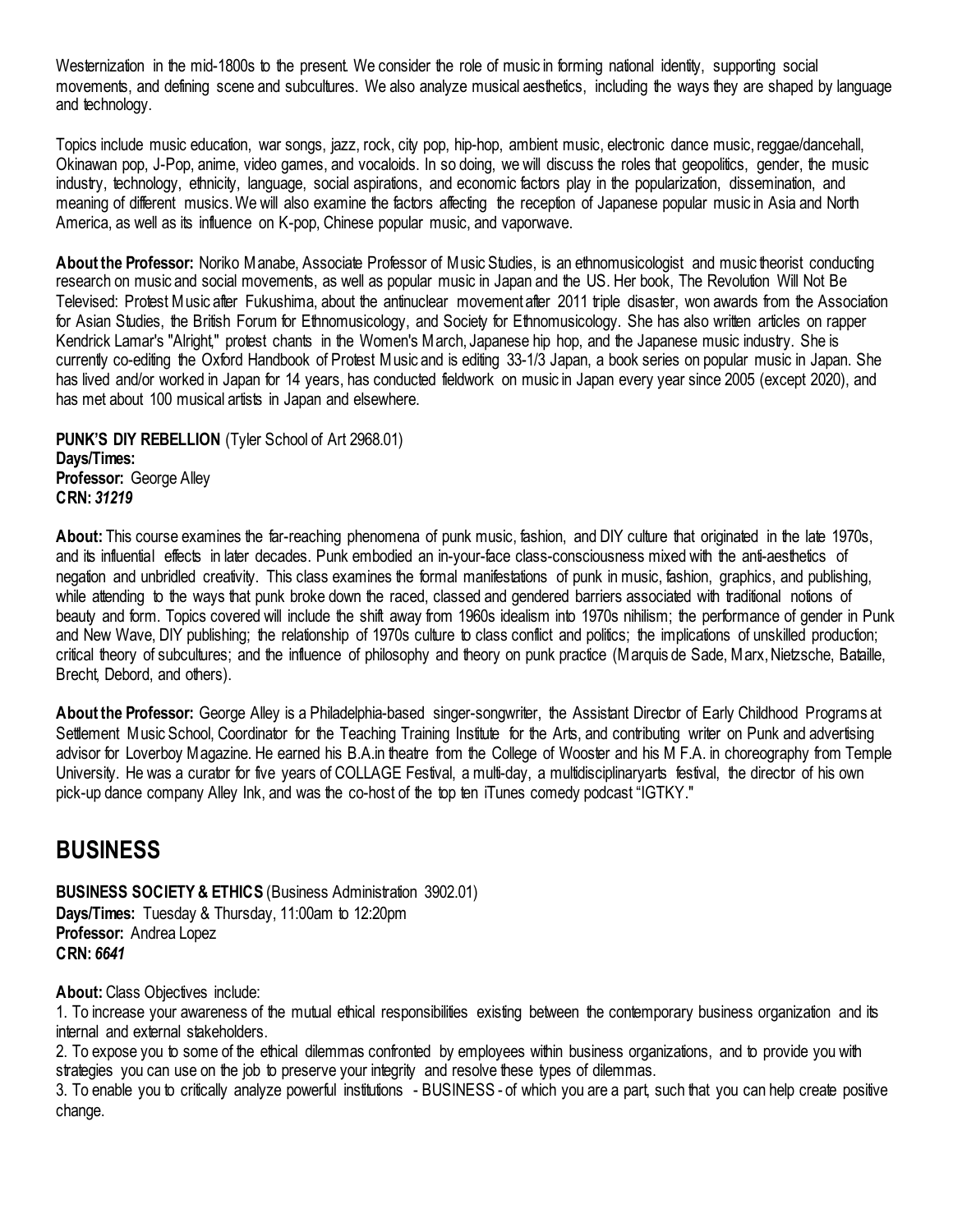Westernization in the mid-1800s to the present. We consider the role of music in forming national identity, supporting social movements, and defining scene and subcultures. We also analyze musical aesthetics, including the ways they are shaped by language and technology.

Topics include music education, war songs, jazz, rock, city pop, hip-hop, ambient music, electronic dance music, reggae/dancehall, Okinawan pop, J-Pop, anime, video games, and vocaloids. In so doing, we will discuss the roles that geopolitics, gender, the music industry, technology, ethnicity, language, social aspirations, and economic factors play in the popularization, dissemination, and meaning of different musics. We will also examine the factors affecting the reception of Japanese popular music in Asia and North America, as well as its influence on K-pop, Chinese popular music, and vaporwave.

**About the Professor:** Noriko Manabe, Associate Professor of Music Studies, is an ethnomusicologist and music theorist conducting research on music and social movements, as well as popular music in Japan and the US. Her book, The Revolution Will Not Be Televised: Protest Music after Fukushima, about the antinuclear movement after 2011 triple disaster, won awards from the Association for Asian Studies, the British Forum for Ethnomusicology, and Society for Ethnomusicology. She has also written articles on rapper Kendrick Lamar's "Alright," protest chants in the Women's March, Japanese hip hop, and the Japanese music industry. She is currently co-editing the Oxford Handbook of Protest Music and is editing 33-1/3 Japan, a book series on popular music in Japan. She has lived and/or worked in Japan for 14 years, has conducted fieldwork on music in Japan every year since 2005 (except 2020), and has met about 100 musical artists in Japan and elsewhere.

**PUNK'S DIY REBELLION** (Tyler School of Art 2968.01)
**Days/Times:**
**Professor:** George Alley
**CRN:** ***31219***

**About:** This course examines the far-reaching phenomena of punk music, fashion, and DIY culture that originated in the late 1970s, and its influential effects in later decades. Punk embodied an in-your-face class-consciousness mixed with the anti-aesthetics of negation and unbridled creativity. This class examines the formal manifestations of punk in music, fashion, graphics, and publishing, while attending to the ways that punk broke down the raced, classed and gendered barriers associated with traditional notions of beauty and form. Topics covered will include the shift away from 1960s idealism into 1970s nihilism; the performance of gender in Punk and New Wave, DIY publishing; the relationship of 1970s culture to class conflict and politics; the implications of unskilled production; critical theory of subcultures; and the influence of philosophy and theory on punk practice (Marquis de Sade, Marx, Nietzsche, Bataille, Brecht, Debord, and others).

**About the Professor:** George Alley is a Philadelphia-based singer-songwriter, the Assistant Director of Early Childhood Programs at Settlement Music School, Coordinator for the Teaching Training Institute for the Arts, and contributing writer on Punk and advertising advisor for Loverboy Magazine. He earned his B.A.in theatre from the College of Wooster and his M F.A. in choreography from Temple University. He was a curator for five years of COLLAGE Festival, a multi-day, a multidisciplinaryarts festival, the director of his own pick-up dance company Alley Ink, and was the co-host of the top ten iTunes comedy podcast "IGTKY."

# BUSINESS

**BUSINESS SOCIETY & ETHICS** (Business Administration 3902.01)
**Days/Times:** Tuesday & Thursday, 11:00am to 12:20pm
**Professor:** Andrea Lopez
**CRN:** ***6641***

**About:** Class Objectives include:

1. To increase your awareness of the mutual ethical responsibilities existing between the contemporary business organization and its internal and external stakeholders.
2. To expose you to some of the ethical dilemmas confronted by employees within business organizations, and to provide you with strategies you can use on the job to preserve your integrity and resolve these types of dilemmas.
3. To enable you to critically analyze powerful institutions - BUSINESS - of which you are a part, such that you can help create positive change.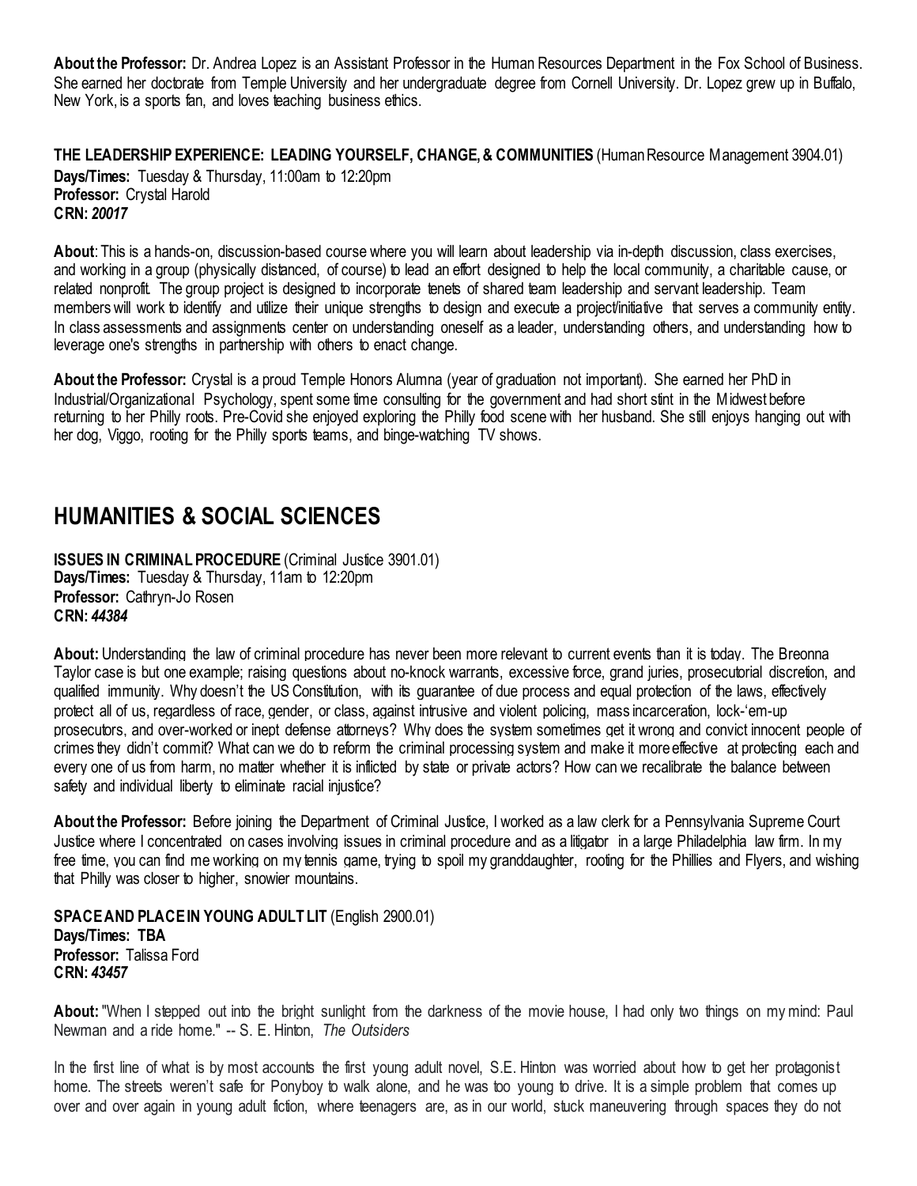**About the Professor:** Dr. Andrea Lopez is an Assistant Professor in the Human Resources Department in the Fox School of Business. She earned her doctorate from Temple University and her undergraduate degree from Cornell University. Dr. Lopez grew up in Buffalo, New York, is a sports fan, and loves teaching business ethics.

**THE LEADERSHIP EXPERIENCE: LEADING YOURSELF, CHANGE, & COMMUNITIES** (Human Resource Management 3904.01)
**Days/Times:** Tuesday & Thursday, 11:00am to 12:20pm
**Professor:** Crystal Harold
**CRN:** ***20017***

**About**: This is a hands-on, discussion-based course where you will learn about leadership via in-depth discussion, class exercises, and working in a group (physically distanced, of course) to lead an effort designed to help the local community, a charitable cause, or related nonprofit. The group project is designed to incorporate tenets of shared team leadership and servant leadership. Team members will work to identify and utilize their unique strengths to design and execute a project/initiative that serves a community entity. In class assessments and assignments center on understanding oneself as a leader, understanding others, and understanding how to leverage one's strengths in partnership with others to enact change.

**About the Professor:** Crystal is a proud Temple Honors Alumna (year of graduation not important). She earned her PhD in Industrial/Organizational Psychology, spent some time consulting for the government and had short stint in the Midwest before returning to her Philly roots. Pre-Covid she enjoyed exploring the Philly food scene with her husband. She still enjoys hanging out with her dog, Viggo, rooting for the Philly sports teams, and binge-watching TV shows.

## HUMANITIES & SOCIAL SCIENCES

**ISSUES IN CRIMINAL PROCEDURE** (Criminal Justice 3901.01)
**Days/Times:** Tuesday & Thursday, 11am to 12:20pm
**Professor:** Cathryn-Jo Rosen
**CRN:** ***44384***

**About:** Understanding the law of criminal procedure has never been more relevant to current events than it is today. The Breonna Taylor case is but one example; raising questions about no-knock warrants, excessive force, grand juries, prosecutorial discretion, and qualified immunity. Why doesn't the US Constitution, with its guarantee of due process and equal protection of the laws, effectively protect all of us, regardless of race, gender, or class, against intrusive and violent policing, mass incarceration, lock-'em-up prosecutors, and over-worked or inept defense attorneys? Why does the system sometimes get it wrong and convict innocent people of crimes they didn't commit? What can we do to reform the criminal processing system and make it more effective at protecting each and every one of us from harm, no matter whether it is inflicted by state or private actors? How can we recalibrate the balance between safety and individual liberty to eliminate racial injustice?

**About the Professor:** Before joining the Department of Criminal Justice, I worked as a law clerk for a Pennsylvania Supreme Court Justice where I concentrated on cases involving issues in criminal procedure and as a litigator in a large Philadelphia law firm. In my free time, you can find me working on my tennis game, trying to spoil my granddaughter, rooting for the Phillies and Flyers, and wishing that Philly was closer to higher, snowier mountains.

**SPACE AND PLACE IN YOUNG ADULT LIT** (English 2900.01)
**Days/Times: TBA**
**Professor:** Talissa Ford
**CRN:** ***43457***

**About:** "When I stepped out into the bright sunlight from the darkness of the movie house, I had only two things on my mind: Paul Newman and a ride home." -- S. E. Hinton, *The Outsiders*

In the first line of what is by most accounts the first young adult novel, S.E. Hinton was worried about how to get her protagonist home. The streets weren't safe for Ponyboy to walk alone, and he was too young to drive. It is a simple problem that comes up over and over again in young adult fiction, where teenagers are, as in our world, stuck maneuvering through spaces they do not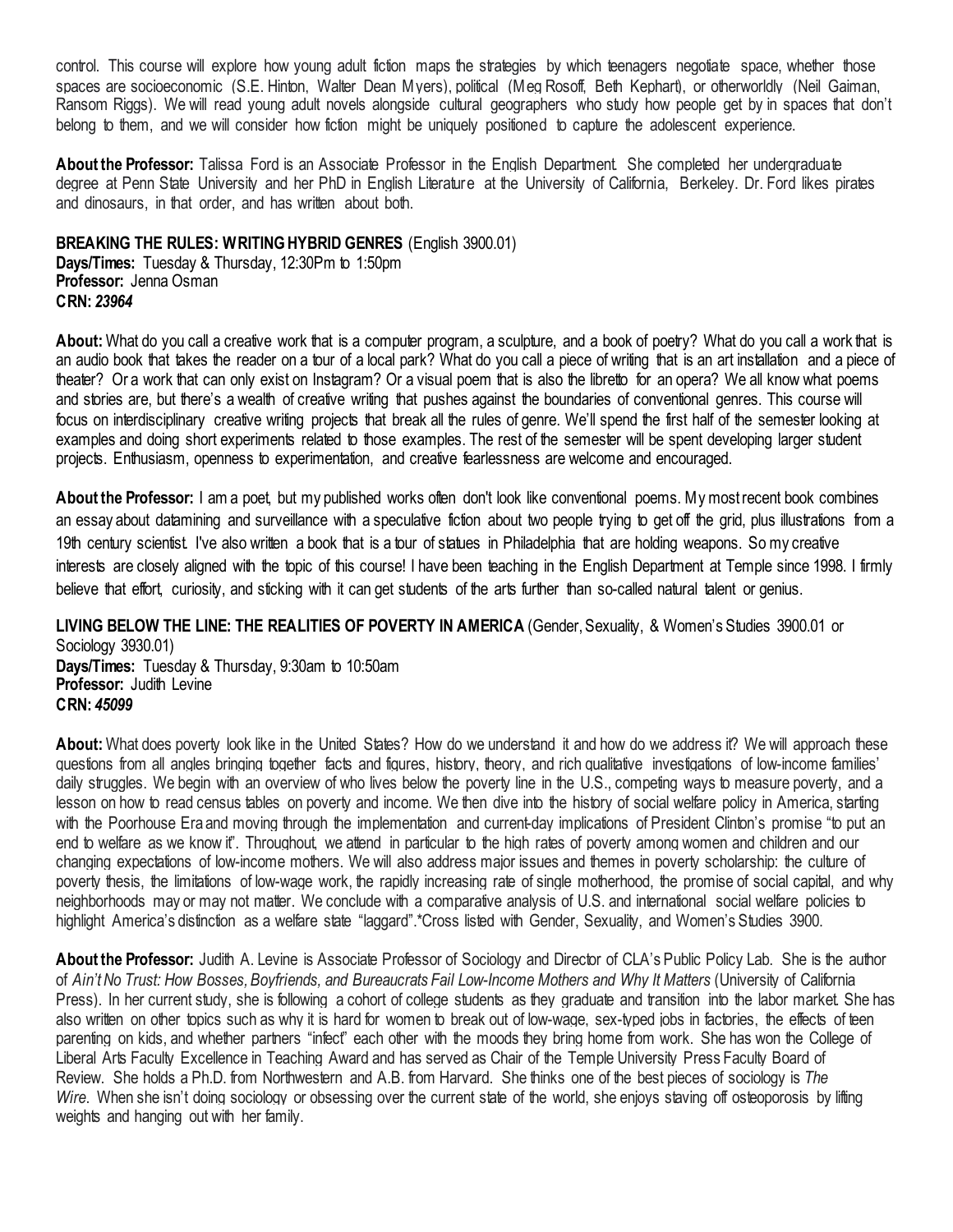control. This course will explore how young adult fiction maps the strategies by which teenagers negotiate space, whether those spaces are socioeconomic (S.E. Hinton, Walter Dean Myers), political (Meg Rosoff, Beth Kephart), or otherworldly (Neil Gaiman, Ransom Riggs). We will read young adult novels alongside cultural geographers who study how people get by in spaces that don't belong to them, and we will consider how fiction might be uniquely positioned to capture the adolescent experience.

**About the Professor:** Talissa Ford is an Associate Professor in the English Department. She completed her undergraduate degree at Penn State University and her PhD in English Literature at the University of California, Berkeley. Dr. Ford likes pirates and dinosaurs, in that order, and has written about both.

**BREAKING THE RULES: WRITING HYBRID GENRES** (English 3900.01)
**Days/Times:** Tuesday & Thursday, 12:30Pm to 1:50pm
**Professor:** Jenna Osman
**CRN:** ***23964***

**About:** What do you call a creative work that is a computer program, a sculpture, and a book of poetry? What do you call a work that is an audio book that takes the reader on a tour of a local park? What do you call a piece of writing that is an art installation and a piece of theater? Or a work that can only exist on Instagram? Or a visual poem that is also the libretto for an opera? We all know what poems and stories are, but there's a wealth of creative writing that pushes against the boundaries of conventional genres. This course will focus on interdisciplinary creative writing projects that break all the rules of genre. We'll spend the first half of the semester looking at examples and doing short experiments related to those examples. The rest of the semester will be spent developing larger student projects. Enthusiasm, openness to experimentation, and creative fearlessness are welcome and encouraged.

**About the Professor:** I am a poet, but my published works often don't look like conventional poems. My most recent book combines an essay about datamining and surveillance with a speculative fiction about two people trying to get off the grid, plus illustrations from a 19th century scientist. I've also written a book that is a tour of statues in Philadelphia that are holding weapons. So my creative interests are closely aligned with the topic of this course! I have been teaching in the English Department at Temple since 1998. I firmly believe that effort, curiosity, and sticking with it can get students of the arts further than so-called natural talent or genius.

**LIVING BELOW THE LINE: THE REALITIES OF POVERTY IN AMERICA** (Gender, Sexuality, & Women's Studies 3900.01 or Sociology 3930.01)
**Days/Times:** Tuesday & Thursday, 9:30am to 10:50am
**Professor:** Judith Levine
**CRN:** ***45099***

**About:** What does poverty look like in the United States? How do we understand it and how do we address it? We will approach these questions from all angles bringing together facts and figures, history, theory, and rich qualitative investigations of low-income families' daily struggles. We begin with an overview of who lives below the poverty line in the U.S., competing ways to measure poverty, and a lesson on how to read census tables on poverty and income. We then dive into the history of social welfare policy in America, starting with the Poorhouse Era and moving through the implementation and current-day implications of President Clinton's promise "to put an end to welfare as we know it". Throughout, we attend in particular to the high rates of poverty among women and children and our changing expectations of low-income mothers. We will also address major issues and themes in poverty scholarship: the culture of poverty thesis, the limitations of low-wage work, the rapidly increasing rate of single motherhood, the promise of social capital, and why neighborhoods may or may not matter. We conclude with a comparative analysis of U.S. and international social welfare policies to highlight America's distinction as a welfare state "laggard".*Cross listed with Gender, Sexuality, and Women's Studies 3900.

**About the Professor:** Judith A. Levine is Associate Professor of Sociology and Director of CLA's Public Policy Lab. She is the author of *Ain't No Trust: How Bosses, Boyfriends, and Bureaucrats Fail Low-Income Mothers and Why It Matters* (University of California Press). In her current study, she is following a cohort of college students as they graduate and transition into the labor market. She has also written on other topics such as why it is hard for women to break out of low-wage, sex-typed jobs in factories, the effects of teen parenting on kids, and whether partners "infect" each other with the moods they bring home from work. She has won the College of Liberal Arts Faculty Excellence in Teaching Award and has served as Chair of the Temple University Press Faculty Board of Review. She holds a Ph.D. from Northwestern and A.B. from Harvard. She thinks one of the best pieces of sociology is *The Wire*. When she isn't doing sociology or obsessing over the current state of the world, she enjoys staving off osteoporosis by lifting weights and hanging out with her family.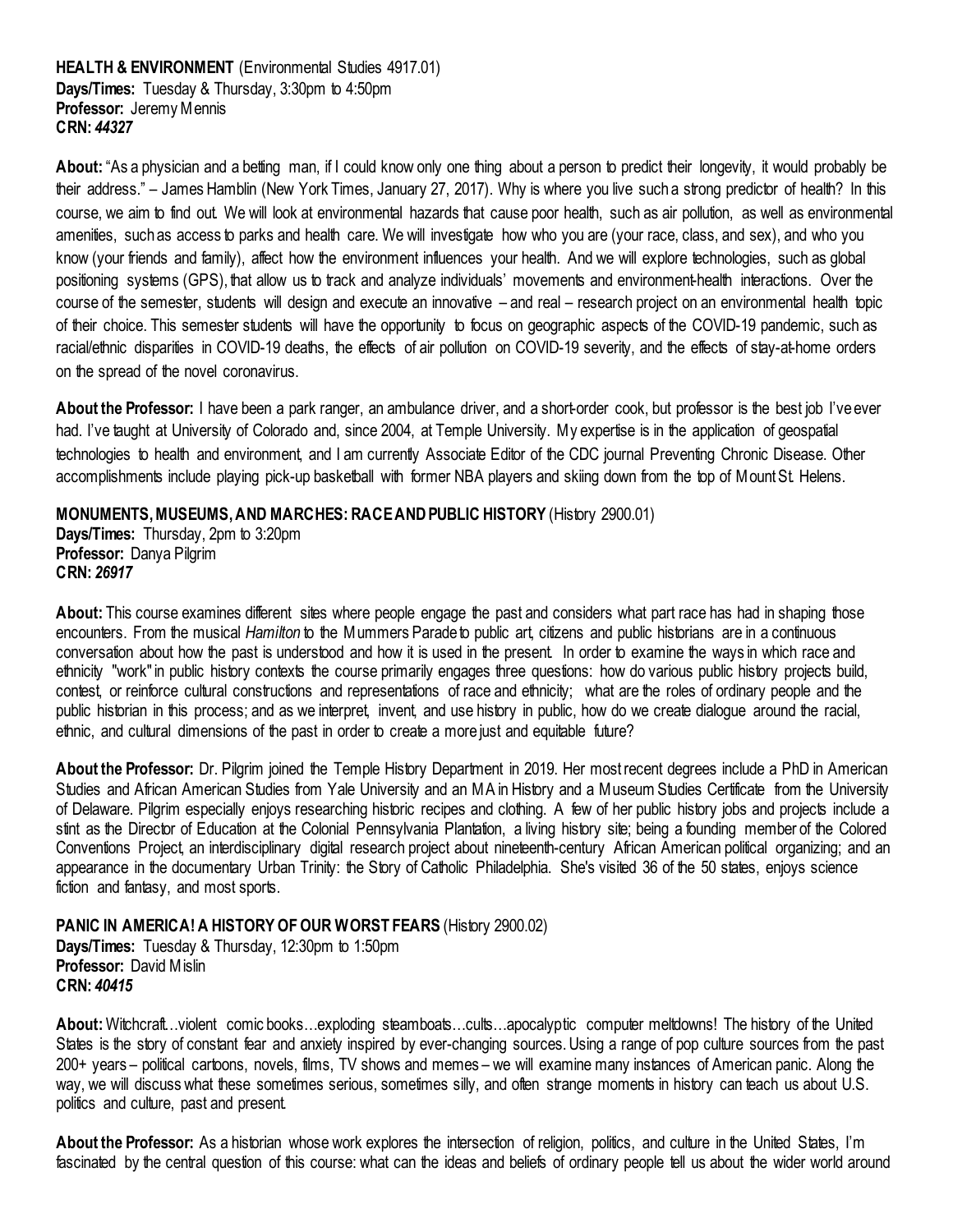**HEALTH & ENVIRONMENT** (Environmental Studies 4917.01)
**Days/Times:** Tuesday & Thursday, 3:30pm to 4:50pm
**Professor:** Jeremy Mennis
**CRN:** ***44327***

**About:** "As a physician and a betting man, if I could know only one thing about a person to predict their longevity, it would probably be their address." – James Hamblin (New York Times, January 27, 2017). Why is where you live such a strong predictor of health? In this course, we aim to find out. We will look at environmental hazards that cause poor health, such as air pollution, as well as environmental amenities, such as access to parks and health care. We will investigate how who you are (your race, class, and sex), and who you know (your friends and family), affect how the environment influences your health. And we will explore technologies, such as global positioning systems (GPS), that allow us to track and analyze individuals' movements and environment-health interactions. Over the course of the semester, students will design and execute an innovative – and real – research project on an environmental health topic of their choice. This semester students will have the opportunity to focus on geographic aspects of the COVID-19 pandemic, such as racial/ethnic disparities in COVID-19 deaths, the effects of air pollution on COVID-19 severity, and the effects of stay-at-home orders on the spread of the novel coronavirus.

**About the Professor:** I have been a park ranger, an ambulance driver, and a short-order cook, but professor is the best job I've ever had. I've taught at University of Colorado and, since 2004, at Temple University. My expertise is in the application of geospatial technologies to health and environment, and I am currently Associate Editor of the CDC journal Preventing Chronic Disease. Other accomplishments include playing pick-up basketball with former NBA players and skiing down from the top of Mount St. Helens.

**MONUMENTS, MUSEUMS, AND MARCHES: RACE AND PUBLIC HISTORY** (History 2900.01)
**Days/Times:** Thursday, 2pm to 3:20pm
**Professor:** Danya Pilgrim
**CRN:** ***26917***

**About:** This course examines different sites where people engage the past and considers what part race has had in shaping those encounters. From the musical *Hamilton* to the Mummers Parade to public art, citizens and public historians are in a continuous conversation about how the past is understood and how it is used in the present. In order to examine the ways in which race and ethnicity "work" in public history contexts the course primarily engages three questions: how do various public history projects build, contest, or reinforce cultural constructions and representations of race and ethnicity; what are the roles of ordinary people and the public historian in this process; and as we interpret, invent, and use history in public, how do we create dialogue around the racial, ethnic, and cultural dimensions of the past in order to create a more just and equitable future?

**About the Professor:** Dr. Pilgrim joined the Temple History Department in 2019. Her most recent degrees include a PhD in American Studies and African American Studies from Yale University and an MA in History and a Museum Studies Certificate from the University of Delaware. Pilgrim especially enjoys researching historic recipes and clothing. A few of her public history jobs and projects include a stint as the Director of Education at the Colonial Pennsylvania Plantation, a living history site; being a founding member of the Colored Conventions Project, an interdisciplinary digital research project about nineteenth-century African American political organizing; and an appearance in the documentary Urban Trinity: the Story of Catholic Philadelphia. She's visited 36 of the 50 states, enjoys science fiction and fantasy, and most sports.

**PANIC IN AMERICA! A HISTORY OF OUR WORST FEARS** (History 2900.02)
**Days/Times:** Tuesday & Thursday, 12:30pm to 1:50pm
**Professor:** David Mislin
**CRN:** ***40415***

**About:** Witchcraft…violent comic books…exploding steamboats…cults…apocalyptic computer meltdowns! The history of the United States is the story of constant fear and anxiety inspired by ever-changing sources. Using a range of pop culture sources from the past 200+ years – political cartoons, novels, films, TV shows and memes – we will examine many instances of American panic. Along the way, we will discuss what these sometimes serious, sometimes silly, and often strange moments in history can teach us about U.S. politics and culture, past and present.

**About the Professor:** As a historian whose work explores the intersection of religion, politics, and culture in the United States, I'm fascinated by the central question of this course: what can the ideas and beliefs of ordinary people tell us about the wider world around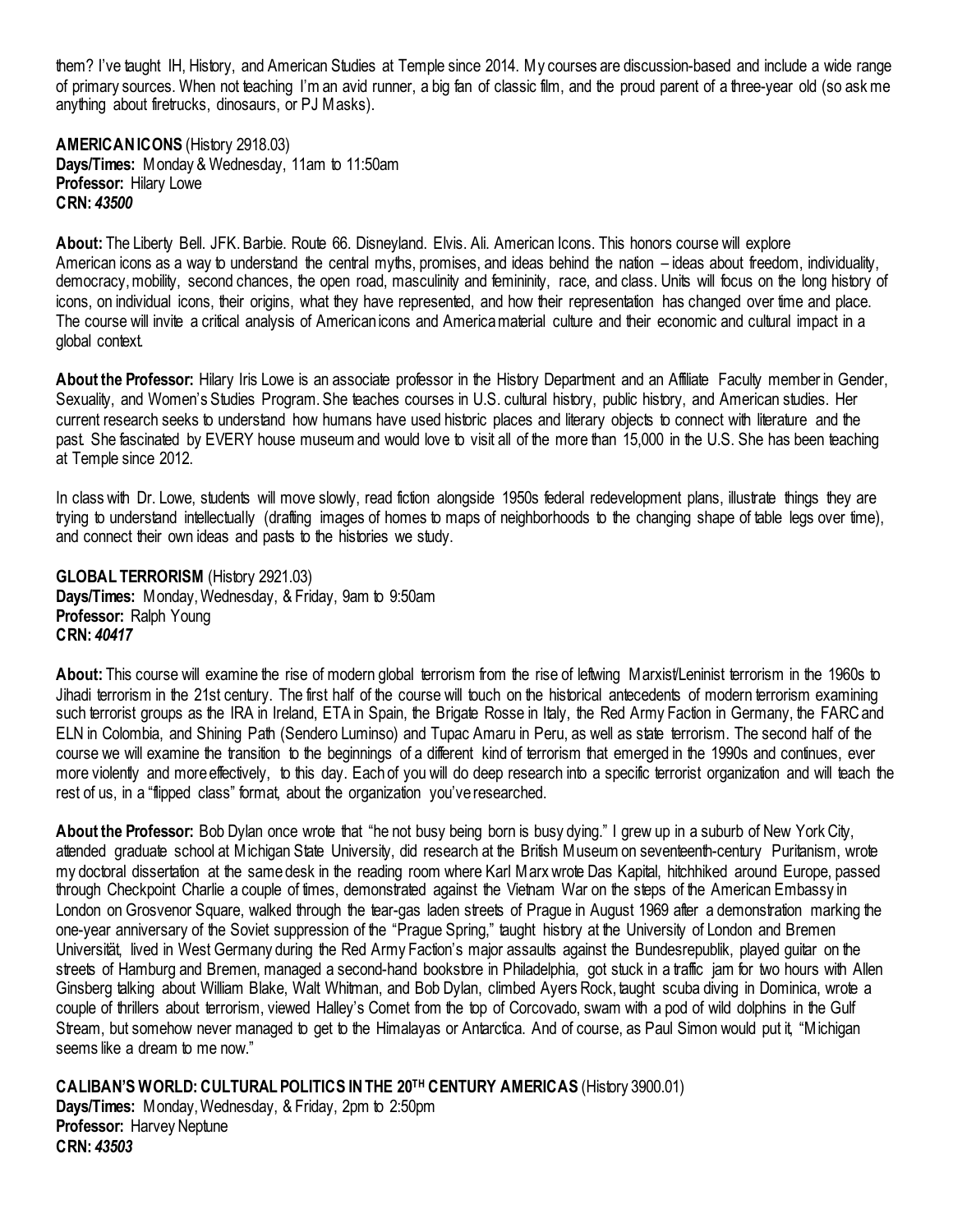them? I've taught IH, History, and American Studies at Temple since 2014. My courses are discussion-based and include a wide range of primary sources. When not teaching I'm an avid runner, a big fan of classic film, and the proud parent of a three-year old (so ask me anything about firetrucks, dinosaurs, or PJ Masks).

**AMERICAN ICONS** (History 2918.03)
**Days/Times:** Monday & Wednesday, 11am to 11:50am
**Professor:** Hilary Lowe
**CRN:** ***43500***

**About:** The Liberty Bell. JFK. Barbie. Route 66. Disneyland. Elvis. Ali. American Icons. This honors course will explore American icons as a way to understand the central myths, promises, and ideas behind the nation – ideas about freedom, individuality, democracy, mobility, second chances, the open road, masculinity and femininity, race, and class. Units will focus on the long history of icons, on individual icons, their origins, what they have represented, and how their representation has changed over time and place. The course will invite a critical analysis of American icons and America material culture and their economic and cultural impact in a global context.

**About the Professor:** Hilary Iris Lowe is an associate professor in the History Department and an Affiliate Faculty member in Gender, Sexuality, and Women's Studies Program. She teaches courses in U.S. cultural history, public history, and American studies. Her current research seeks to understand how humans have used historic places and literary objects to connect with literature and the past. She fascinated by EVERY house museum and would love to visit all of the more than 15,000 in the U.S. She has been teaching at Temple since 2012.

In class with Dr. Lowe, students will move slowly, read fiction alongside 1950s federal redevelopment plans, illustrate things they are trying to understand intellectually (drafting images of homes to maps of neighborhoods to the changing shape of table legs over time), and connect their own ideas and pasts to the histories we study.

**GLOBAL TERRORISM** (History 2921.03)
**Days/Times:** Monday, Wednesday, & Friday, 9am to 9:50am
**Professor:** Ralph Young
**CRN:** ***40417***

**About:** This course will examine the rise of modern global terrorism from the rise of leftwing Marxist/Leninist terrorism in the 1960s to Jihadi terrorism in the 21st century. The first half of the course will touch on the historical antecedents of modern terrorism examining such terrorist groups as the IRA in Ireland, ETA in Spain, the Brigate Rosse in Italy, the Red Army Faction in Germany, the FARC and ELN in Colombia, and Shining Path (Sendero Luminso) and Tupac Amaru in Peru, as well as state terrorism. The second half of the course we will examine the transition to the beginnings of a different kind of terrorism that emerged in the 1990s and continues, ever more violently and more effectively, to this day. Each of you will do deep research into a specific terrorist organization and will teach the rest of us, in a "flipped class" format, about the organization you've researched.

**About the Professor:** Bob Dylan once wrote that "he not busy being born is busy dying." I grew up in a suburb of New York City, attended graduate school at Michigan State University, did research at the British Museum on seventeenth-century Puritanism, wrote my doctoral dissertation at the same desk in the reading room where Karl Marx wrote Das Kapital, hitchhiked around Europe, passed through Checkpoint Charlie a couple of times, demonstrated against the Vietnam War on the steps of the American Embassy in London on Grosvenor Square, walked through the tear-gas laden streets of Prague in August 1969 after a demonstration marking the one-year anniversary of the Soviet suppression of the "Prague Spring," taught history at the University of London and Bremen Universität, lived in West Germany during the Red Army Faction's major assaults against the Bundesrepublik, played guitar on the streets of Hamburg and Bremen, managed a second-hand bookstore in Philadelphia, got stuck in a traffic jam for two hours with Allen Ginsberg talking about William Blake, Walt Whitman, and Bob Dylan, climbed Ayers Rock, taught scuba diving in Dominica, wrote a couple of thrillers about terrorism, viewed Halley's Comet from the top of Corcovado, swam with a pod of wild dolphins in the Gulf Stream, but somehow never managed to get to the Himalayas or Antarctica. And of course, as Paul Simon would put it, "Michigan seems like a dream to me now."

**CALIBAN'S WORLD: CULTURAL POLITICS IN THE 20TH CENTURY AMERICAS** (History 3900.01)
**Days/Times:** Monday, Wednesday, & Friday, 2pm to 2:50pm
**Professor:** Harvey Neptune
**CRN:** ***43503***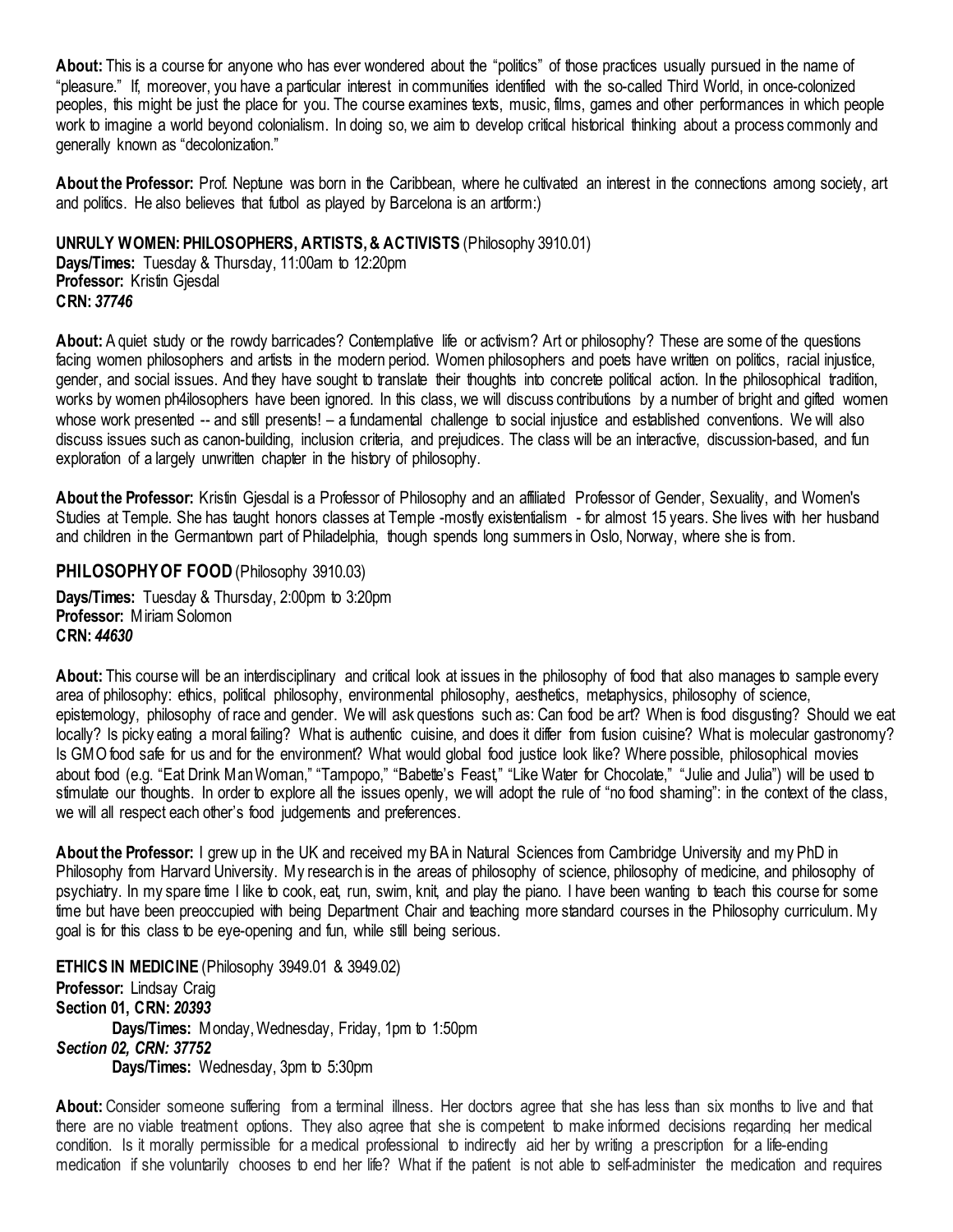**About:** This is a course for anyone who has ever wondered about the "politics" of those practices usually pursued in the name of "pleasure." If, moreover, you have a particular interest in communities identified with the so-called Third World, in once-colonized peoples, this might be just the place for you. The course examines texts, music, films, games and other performances in which people work to imagine a world beyond colonialism. In doing so, we aim to develop critical historical thinking about a process commonly and generally known as "decolonization."

**About the Professor:** Prof. Neptune was born in the Caribbean, where he cultivated an interest in the connections among society, art and politics. He also believes that futbol as played by Barcelona is an artform:)

**UNRULY WOMEN: PHILOSOPHERS, ARTISTS, & ACTIVISTS** (Philosophy 3910.01)
**Days/Times:** Tuesday & Thursday, 11:00am to 12:20pm
**Professor:** Kristin Gjesdal
**CRN:** ***37746***

**About:** A quiet study or the rowdy barricades? Contemplative life or activism? Art or philosophy? These are some of the questions facing women philosophers and artists in the modern period. Women philosophers and poets have written on politics, racial injustice, gender, and social issues. And they have sought to translate their thoughts into concrete political action. In the philosophical tradition, works by women ph4ilosophers have been ignored. In this class, we will discuss contributions by a number of bright and gifted women whose work presented -- and still presents! – a fundamental challenge to social injustice and established conventions. We will also discuss issues such as canon-building, inclusion criteria, and prejudices. The class will be an interactive, discussion-based, and fun exploration of a largely unwritten chapter in the history of philosophy.

**About the Professor:** Kristin Gjesdal is a Professor of Philosophy and an affiliated Professor of Gender, Sexuality, and Women's Studies at Temple. She has taught honors classes at Temple -mostly existentialism - for almost 15 years. She lives with her husband and children in the Germantown part of Philadelphia, though spends long summers in Oslo, Norway, where she is from.

**PHILOSOPHY OF FOOD** (Philosophy 3910.03)

**Days/Times:** Tuesday & Thursday, 2:00pm to 3:20pm
**Professor:** Miriam Solomon
**CRN:** ***44630***

**About:** This course will be an interdisciplinary and critical look at issues in the philosophy of food that also manages to sample every area of philosophy: ethics, political philosophy, environmental philosophy, aesthetics, metaphysics, philosophy of science, epistemology, philosophy of race and gender. We will ask questions such as: Can food be art? When is food disgusting? Should we eat locally? Is picky eating a moral failing? What is authentic cuisine, and does it differ from fusion cuisine? What is molecular gastronomy? Is GMO food safe for us and for the environment? What would global food justice look like? Where possible, philosophical movies about food (e.g. "Eat Drink Man Woman," "Tampopo," "Babette's Feast," "Like Water for Chocolate," "Julie and Julia") will be used to stimulate our thoughts. In order to explore all the issues openly, we will adopt the rule of "no food shaming": in the context of the class, we will all respect each other's food judgements and preferences.

**About the Professor:** I grew up in the UK and received my BA in Natural Sciences from Cambridge University and my PhD in Philosophy from Harvard University. My research is in the areas of philosophy of science, philosophy of medicine, and philosophy of psychiatry. In my spare time I like to cook, eat, run, swim, knit, and play the piano. I have been wanting to teach this course for some time but have been preoccupied with being Department Chair and teaching more standard courses in the Philosophy curriculum. My goal is for this class to be eye-opening and fun, while still being serious.

**ETHICS IN MEDICINE** (Philosophy 3949.01 & 3949.02)
**Professor:** Lindsay Craig
**Section 01, CRN:** ***20393***
  **Days/Times:** Monday, Wednesday, Friday, 1pm to 1:50pm
***Section 02, CRN: 37752***
  **Days/Times:** Wednesday, 3pm to 5:30pm

**About:** Consider someone suffering from a terminal illness. Her doctors agree that she has less than six months to live and that there are no viable treatment options. They also agree that she is competent to make informed decisions regarding her medical condition. Is it morally permissible for a medical professional to indirectly aid her by writing a prescription for a life-ending medication if she voluntarily chooses to end her life? What if the patient is not able to self-administer the medication and requires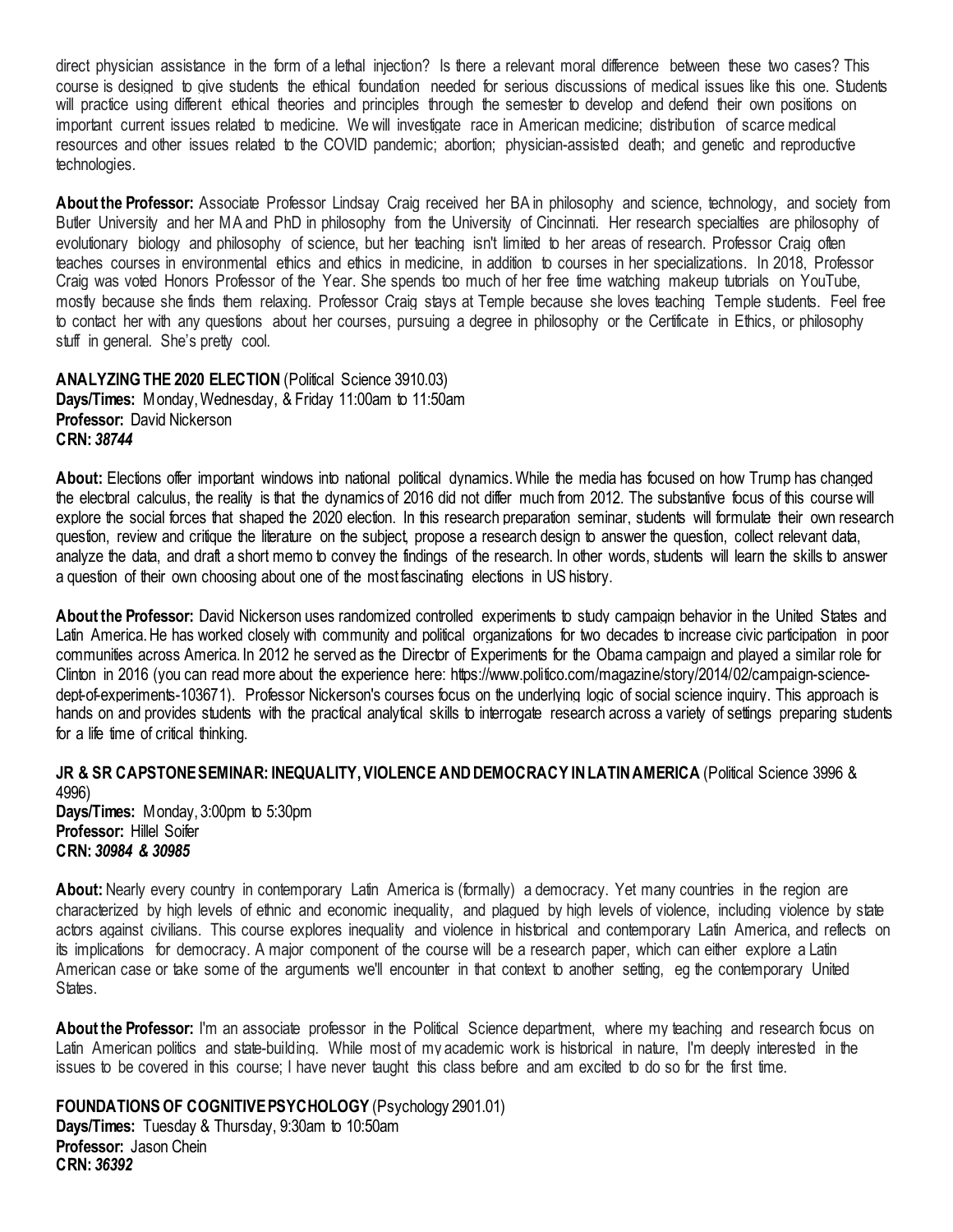direct physician assistance in the form of a lethal injection? Is there a relevant moral difference between these two cases? This course is designed to give students the ethical foundation needed for serious discussions of medical issues like this one. Students will practice using different ethical theories and principles through the semester to develop and defend their own positions on important current issues related to medicine. We will investigate race in American medicine; distribution of scarce medical resources and other issues related to the COVID pandemic; abortion; physician-assisted death; and genetic and reproductive technologies.

**About the Professor:** Associate Professor Lindsay Craig received her BA in philosophy and science, technology, and society from Butler University and her MA and PhD in philosophy from the University of Cincinnati. Her research specialties are philosophy of evolutionary biology and philosophy of science, but her teaching isn't limited to her areas of research. Professor Craig often teaches courses in environmental ethics and ethics in medicine, in addition to courses in her specializations. In 2018, Professor Craig was voted Honors Professor of the Year. She spends too much of her free time watching makeup tutorials on YouTube, mostly because she finds them relaxing. Professor Craig stays at Temple because she loves teaching Temple students. Feel free to contact her with any questions about her courses, pursuing a degree in philosophy or the Certificate in Ethics, or philosophy stuff in general. She's pretty cool.

**ANALYZING THE 2020 ELECTION** (Political Science 3910.03)
**Days/Times:** Monday, Wednesday, & Friday 11:00am to 11:50am
**Professor:** David Nickerson
**CRN:** ***38744***

**About:** Elections offer important windows into national political dynamics. While the media has focused on how Trump has changed the electoral calculus, the reality is that the dynamics of 2016 did not differ much from 2012. The substantive focus of this course will explore the social forces that shaped the 2020 election. In this research preparation seminar, students will formulate their own research question, review and critique the literature on the subject, propose a research design to answer the question, collect relevant data, analyze the data, and draft a short memo to convey the findings of the research. In other words, students will learn the skills to answer a question of their own choosing about one of the most fascinating elections in US history.

**About the Professor:** David Nickerson uses randomized controlled experiments to study campaign behavior in the United States and Latin America. He has worked closely with community and political organizations for two decades to increase civic participation in poor communities across America. In 2012 he served as the Director of Experiments for the Obama campaign and played a similar role for Clinton in 2016 (you can read more about the experience here: https://www.politico.com/magazine/story/2014/02/campaign-science-dept-of-experiments-103671). Professor Nickerson's courses focus on the underlying logic of social science inquiry. This approach is hands on and provides students with the practical analytical skills to interrogate research across a variety of settings preparing students for a life time of critical thinking.

**JR & SR CAPSTONE SEMINAR: INEQUALITY, VIOLENCE AND DEMOCRACY IN LATIN AMERICA** (Political Science 3996 & 4996)
**Days/Times:** Monday, 3:00pm to 5:30pm
**Professor:** Hillel Soifer
**CRN:** ***30984 & 30985***

**About:** Nearly every country in contemporary Latin America is (formally) a democracy. Yet many countries in the region are characterized by high levels of ethnic and economic inequality, and plagued by high levels of violence, including violence by state actors against civilians. This course explores inequality and violence in historical and contemporary Latin America, and reflects on its implications for democracy. A major component of the course will be a research paper, which can either explore a Latin American case or take some of the arguments we'll encounter in that context to another setting, eg the contemporary United States.

**About the Professor:** I'm an associate professor in the Political Science department, where my teaching and research focus on Latin American politics and state-building. While most of my academic work is historical in nature, I'm deeply interested in the issues to be covered in this course; I have never taught this class before and am excited to do so for the first time.

**FOUNDATIONS OF COGNITIVE PSYCHOLOGY** (Psychology 2901.01)
**Days/Times:** Tuesday & Thursday, 9:30am to 10:50am
**Professor:** Jason Chein
**CRN:** ***36392***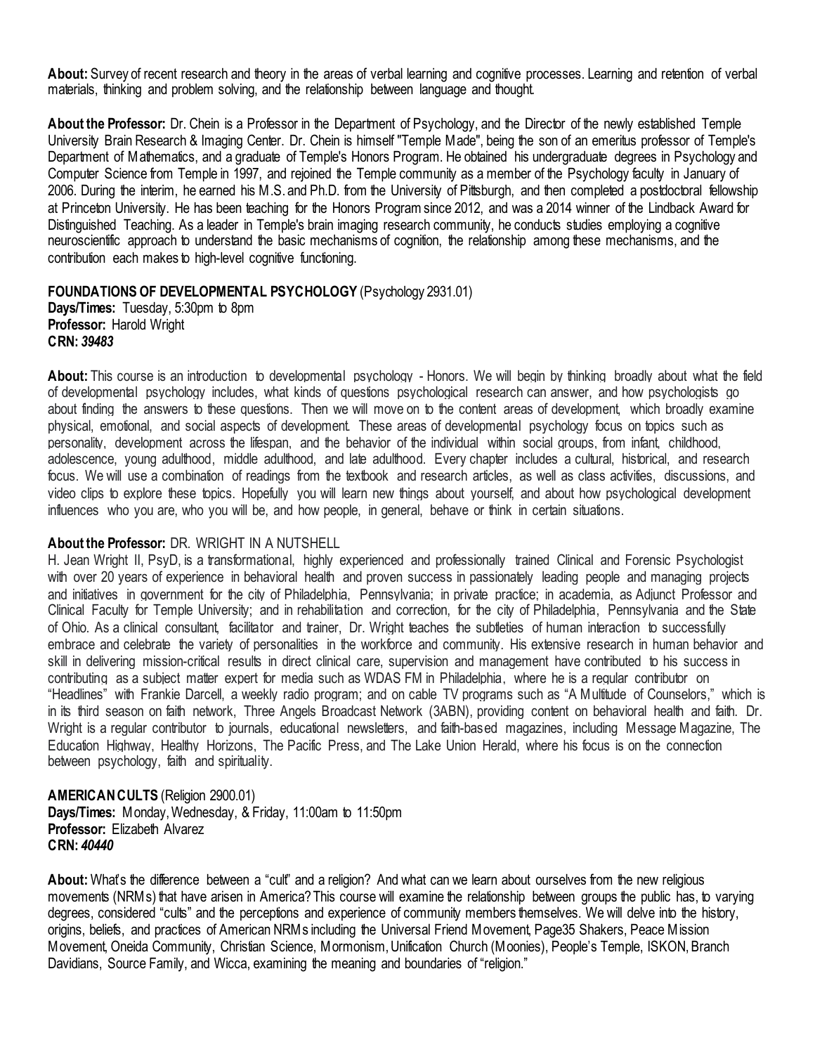**About:** Survey of recent research and theory in the areas of verbal learning and cognitive processes. Learning and retention of verbal materials, thinking and problem solving, and the relationship between language and thought.

**About the Professor:** Dr. Chein is a Professor in the Department of Psychology, and the Director of the newly established Temple University Brain Research & Imaging Center. Dr. Chein is himself "Temple Made", being the son of an emeritus professor of Temple's Department of Mathematics, and a graduate of Temple's Honors Program. He obtained his undergraduate degrees in Psychology and Computer Science from Temple in 1997, and rejoined the Temple community as a member of the Psychology faculty in January of 2006. During the interim, he earned his M.S. and Ph.D. from the University of Pittsburgh, and then completed a postdoctoral fellowship at Princeton University. He has been teaching for the Honors Program since 2012, and was a 2014 winner of the Lindback Award for Distinguished Teaching. As a leader in Temple's brain imaging research community, he conducts studies employing a cognitive neuroscientific approach to understand the basic mechanisms of cognition, the relationship among these mechanisms, and the contribution each makes to high-level cognitive functioning.

**FOUNDATIONS OF DEVELOPMENTAL PSYCHOLOGY** (Psychology 2931.01)
**Days/Times:** Tuesday, 5:30pm to 8pm
**Professor:** Harold Wright
**CRN:** ***39483***

**About:** This course is an introduction to developmental psychology - Honors. We will begin by thinking broadly about what the field of developmental psychology includes, what kinds of questions psychological research can answer, and how psychologists go about finding the answers to these questions. Then we will move on to the content areas of development, which broadly examine physical, emotional, and social aspects of development. These areas of developmental psychology focus on topics such as personality, development across the lifespan, and the behavior of the individual within social groups, from infant, childhood, adolescence, young adulthood, middle adulthood, and late adulthood. Every chapter includes a cultural, historical, and research focus. We will use a combination of readings from the textbook and research articles, as well as class activities, discussions, and video clips to explore these topics. Hopefully you will learn new things about yourself, and about how psychological development influences who you are, who you will be, and how people, in general, behave or think in certain situations.

**About the Professor:** DR. WRIGHT IN A NUTSHELL
H. Jean Wright II, PsyD, is a transformational, highly experienced and professionally trained Clinical and Forensic Psychologist with over 20 years of experience in behavioral health and proven success in passionately leading people and managing projects and initiatives in government for the city of Philadelphia, Pennsylvania; in private practice; in academia, as Adjunct Professor and Clinical Faculty for Temple University; and in rehabilitation and correction, for the city of Philadelphia, Pennsylvania and the State of Ohio. As a clinical consultant, facilitator and trainer, Dr. Wright teaches the subtleties of human interaction to successfully embrace and celebrate the variety of personalities in the workforce and community. His extensive research in human behavior and skill in delivering mission-critical results in direct clinical care, supervision and management have contributed to his success in contributing as a subject matter expert for media such as WDAS FM in Philadelphia, where he is a regular contributor on "Headlines" with Frankie Darcell, a weekly radio program; and on cable TV programs such as "A Multitude of Counselors," which is in its third season on faith network, Three Angels Broadcast Network (3ABN), providing content on behavioral health and faith. Dr. Wright is a regular contributor to journals, educational newsletters, and faith-based magazines, including Message Magazine, The Education Highway, Healthy Horizons, The Pacific Press, and The Lake Union Herald, where his focus is on the connection between psychology, faith and spirituality.

**AMERICAN CULTS** (Religion 2900.01)
**Days/Times:** Monday, Wednesday, & Friday, 11:00am to 11:50pm
**Professor:** Elizabeth Alvarez
**CRN:** ***40440***

**About:** What's the difference between a "cult" and a religion? And what can we learn about ourselves from the new religious movements (NRMs) that have arisen in America? This course will examine the relationship between groups the public has, to varying degrees, considered "cults" and the perceptions and experience of community members themselves. We will delve into the history, origins, beliefs, and practices of American NRMs including the Universal Friend Movement, Page35 Shakers, Peace Mission Movement, Oneida Community, Christian Science, Mormonism, Unification Church (Moonies), People's Temple, ISKON, Branch Davidians, Source Family, and Wicca, examining the meaning and boundaries of "religion."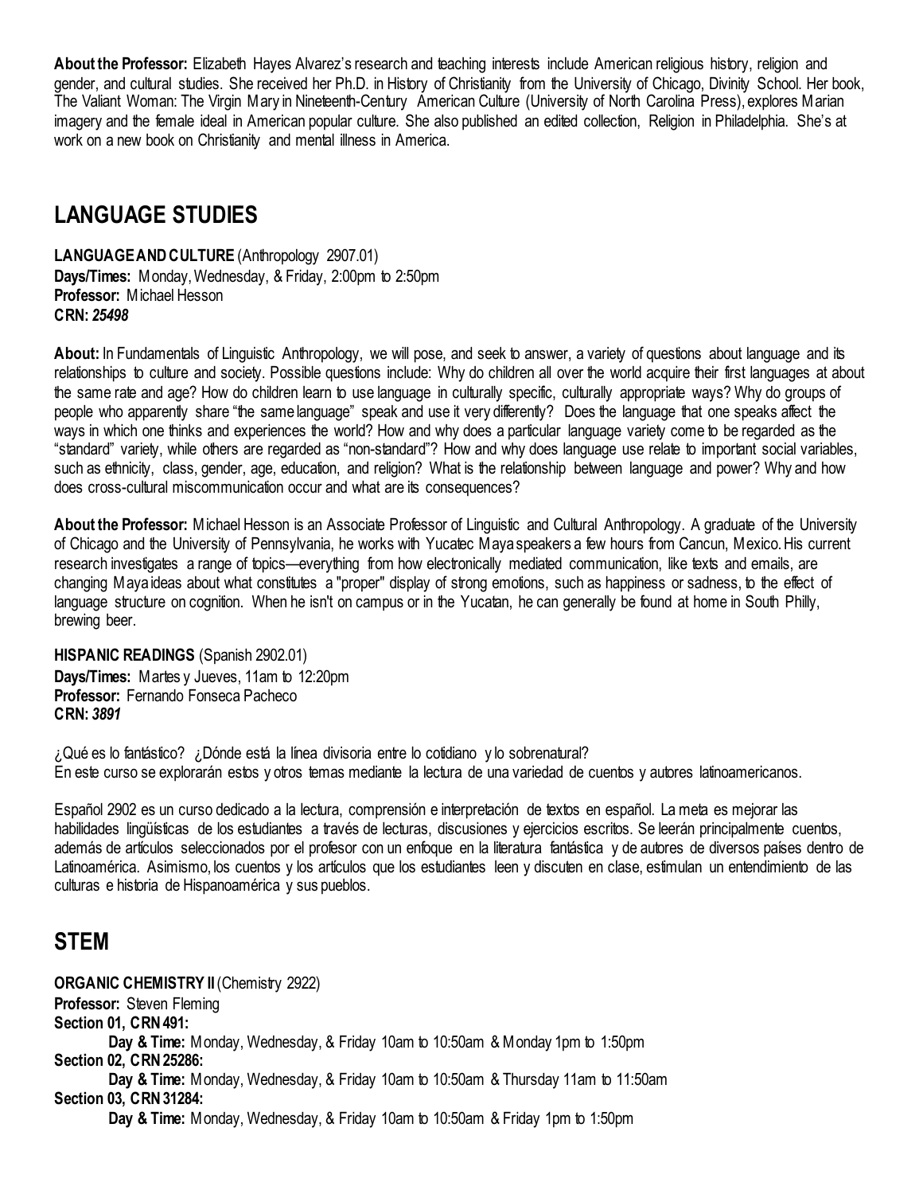**About the Professor:** Elizabeth Hayes Alvarez's research and teaching interests include American religious history, religion and gender, and cultural studies. She received her Ph.D. in History of Christianity from the University of Chicago, Divinity School. Her book, The Valiant Woman: The Virgin Mary in Nineteenth-Century American Culture (University of North Carolina Press), explores Marian imagery and the female ideal in American popular culture. She also published an edited collection, Religion in Philadelphia. She's at work on a new book on Christianity and mental illness in America.

## LANGUAGE STUDIES

**LANGUAGE AND CULTURE** (Anthropology 2907.01)
**Days/Times:** Monday, Wednesday, & Friday, 2:00pm to 2:50pm
**Professor:** Michael Hesson
**CRN:** ***25498***

**About:** In Fundamentals of Linguistic Anthropology, we will pose, and seek to answer, a variety of questions about language and its relationships to culture and society. Possible questions include: Why do children all over the world acquire their first languages at about the same rate and age? How do children learn to use language in culturally specific, culturally appropriate ways? Why do groups of people who apparently share "the same language" speak and use it very differently? Does the language that one speaks affect the ways in which one thinks and experiences the world? How and why does a particular language variety come to be regarded as the "standard" variety, while others are regarded as "non-standard"? How and why does language use relate to important social variables, such as ethnicity, class, gender, age, education, and religion? What is the relationship between language and power? Why and how does cross-cultural miscommunication occur and what are its consequences?

**About the Professor:** Michael Hesson is an Associate Professor of Linguistic and Cultural Anthropology. A graduate of the University of Chicago and the University of Pennsylvania, he works with Yucatec Maya speakers a few hours from Cancun, Mexico. His current research investigates a range of topics—everything from how electronically mediated communication, like texts and emails, are changing Maya ideas about what constitutes a "proper" display of strong emotions, such as happiness or sadness, to the effect of language structure on cognition. When he isn't on campus or in the Yucatan, he can generally be found at home in South Philly, brewing beer.

**HISPANIC READINGS** (Spanish 2902.01)
**Days/Times:** Martes y Jueves, 11am to 12:20pm
**Professor:** Fernando Fonseca Pacheco
**CRN:** ***3891***

¿Qué es lo fantástico? ¿Dónde está la línea divisoria entre lo cotidiano y lo sobrenatural?
En este curso se explorarán estos y otros temas mediante la lectura de una variedad de cuentos y autores latinoamericanos.

Español 2902 es un curso dedicado a la lectura, comprensión e interpretación de textos en español. La meta es mejorar las habilidades lingüísticas de los estudiantes a través de lecturas, discusiones y ejercicios escritos. Se leerán principalmente cuentos, además de artículos seleccionados por el profesor con un enfoque en la literatura fantástica y de autores de diversos países dentro de Latinoamérica. Asimismo, los cuentos y los artículos que los estudiantes leen y discuten en clase, estimulan un entendimiento de las culturas e historia de Hispanoamérica y sus pueblos.

## STEM

**ORGANIC CHEMISTRY II** (Chemistry 2922)
**Professor:** Steven Fleming
**Section 01, CRN 491:**
    **Day & Time:** Monday, Wednesday, & Friday 10am to 10:50am & Monday 1pm to 1:50pm
**Section 02, CRN 25286:**
    **Day & Time:** Monday, Wednesday, & Friday 10am to 10:50am & Thursday 11am to 11:50am
**Section 03, CRN 31284:**
    **Day & Time:** Monday, Wednesday, & Friday 10am to 10:50am & Friday 1pm to 1:50pm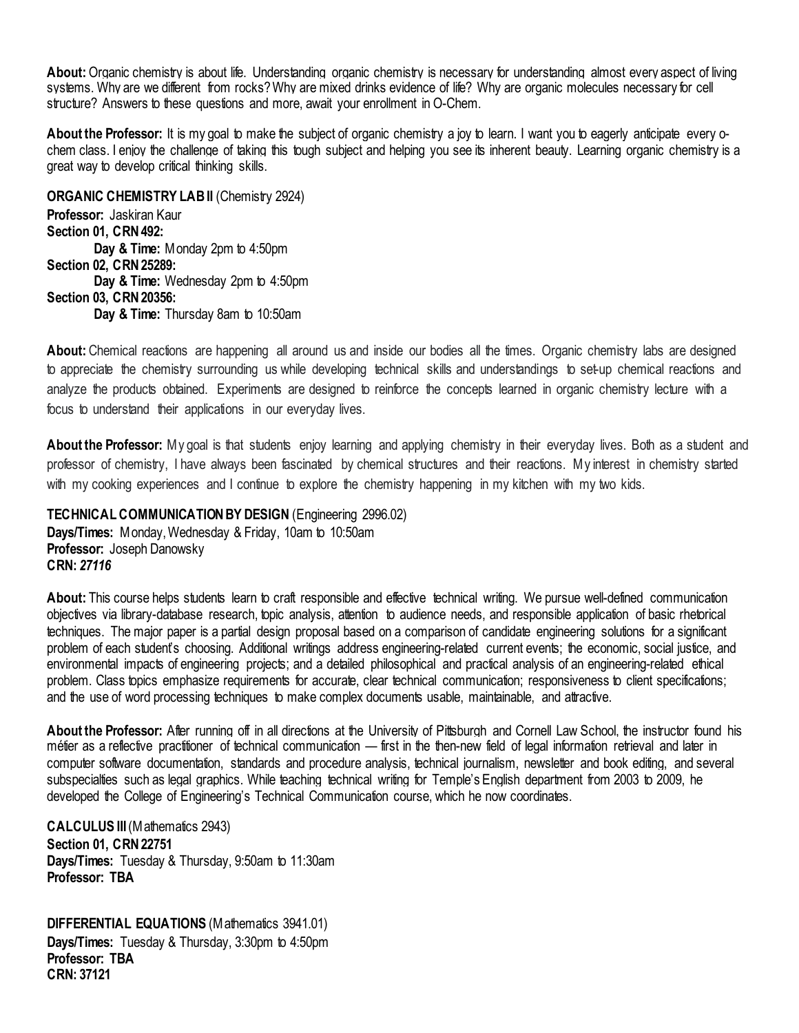**About:** Organic chemistry is about life. Understanding organic chemistry is necessary for understanding almost every aspect of living systems. Why are we different from rocks? Why are mixed drinks evidence of life? Why are organic molecules necessary for cell structure? Answers to these questions and more, await your enrollment in O-Chem.

**About the Professor:** It is my goal to make the subject of organic chemistry a joy to learn. I want you to eagerly anticipate every o-chem class. I enjoy the challenge of taking this tough subject and helping you see its inherent beauty. Learning organic chemistry is a great way to develop critical thinking skills.

**ORGANIC CHEMISTRY LAB II** (Chemistry 2924)
**Professor:** Jaskiran Kaur
**Section 01, CRN 492:**
  **Day & Time:** Monday 2pm to 4:50pm
**Section 02, CRN 25289:**
  **Day & Time:** Wednesday 2pm to 4:50pm
**Section 03, CRN 20356:**
  **Day & Time:** Thursday 8am to 10:50am

**About:** Chemical reactions are happening all around us and inside our bodies all the times. Organic chemistry labs are designed to appreciate the chemistry surrounding us while developing technical skills and understandings to set-up chemical reactions and analyze the products obtained. Experiments are designed to reinforce the concepts learned in organic chemistry lecture with a focus to understand their applications in our everyday lives.

**About the Professor:** My goal is that students enjoy learning and applying chemistry in their everyday lives. Both as a student and professor of chemistry, I have always been fascinated by chemical structures and their reactions. My interest in chemistry started with my cooking experiences and I continue to explore the chemistry happening in my kitchen with my two kids.

**TECHNICAL COMMUNICATION BY DESIGN** (Engineering 2996.02)
**Days/Times:** Monday, Wednesday & Friday, 10am to 10:50am
**Professor:** Joseph Danowsky
**CRN:** ***27116***

**About:** This course helps students learn to craft responsible and effective technical writing. We pursue well-defined communication objectives via library-database research, topic analysis, attention to audience needs, and responsible application of basic rhetorical techniques. The major paper is a partial design proposal based on a comparison of candidate engineering solutions for a significant problem of each student's choosing. Additional writings address engineering-related current events; the economic, social justice, and environmental impacts of engineering projects; and a detailed philosophical and practical analysis of an engineering-related ethical problem. Class topics emphasize requirements for accurate, clear technical communication; responsiveness to client specifications; and the use of word processing techniques to make complex documents usable, maintainable, and attractive.

**About the Professor:** After running off in all directions at the University of Pittsburgh and Cornell Law School, the instructor found his métier as a reflective practitioner of technical communication — first in the then-new field of legal information retrieval and later in computer software documentation, standards and procedure analysis, technical journalism, newsletter and book editing, and several subspecialties such as legal graphics. While teaching technical writing for Temple's English department from 2003 to 2009, he developed the College of Engineering's Technical Communication course, which he now coordinates.

**CALCULUS III** (Mathematics 2943)
**Section 01, CRN 22751**
**Days/Times:** Tuesday & Thursday, 9:50am to 11:30am
**Professor: TBA**

**DIFFERENTIAL EQUATIONS** (Mathematics 3941.01)
**Days/Times:** Tuesday & Thursday, 3:30pm to 4:50pm
**Professor: TBA**
**CRN: 37121**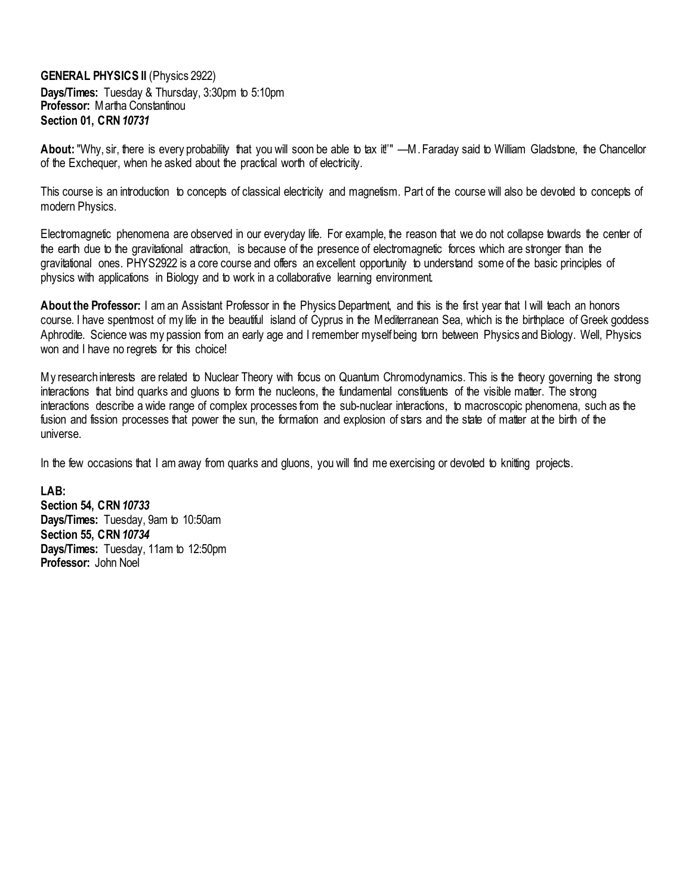**GENERAL PHYSICS II** (Physics 2922)
**Days/Times:** Tuesday & Thursday, 3:30pm to 5:10pm
**Professor:** Martha Constantinou
**Section 01, CRN *10731***

**About:** "Why, sir, there is every probability that you will soon be able to tax it!'" —M. Faraday said to William Gladstone, the Chancellor of the Exchequer, when he asked about the practical worth of electricity.

This course is an introduction to concepts of classical electricity and magnetism. Part of the course will also be devoted to concepts of modern Physics.

Electromagnetic phenomena are observed in our everyday life. For example, the reason that we do not collapse towards the center of the earth due to the gravitational attraction, is because of the presence of electromagnetic forces which are stronger than the gravitational ones. PHYS2922 is a core course and offers an excellent opportunity to understand some of the basic principles of physics with applications in Biology and to work in a collaborative learning environment.

**About the Professor:** I am an Assistant Professor in the Physics Department, and this is the first year that I will teach an honors course. I have spentmost of my life in the beautiful island of Cyprus in the Mediterranean Sea, which is the birthplace of Greek goddess Aphrodite. Science was my passion from an early age and I remember myself being torn between Physics and Biology. Well, Physics won and I have no regrets for this choice!

My research interests are related to Nuclear Theory with focus on Quantum Chromodynamics. This is the theory governing the strong interactions that bind quarks and gluons to form the nucleons, the fundamental constituents of the visible matter. The strong interactions describe a wide range of complex processes from the sub-nuclear interactions, to macroscopic phenomena, such as the fusion and fission processes that power the sun, the formation and explosion of stars and the state of matter at the birth of the universe.

In the few occasions that I am away from quarks and gluons, you will find me exercising or devoted to knitting projects.

**LAB:**
**Section 54, CRN *10733***
**Days/Times:** Tuesday, 9am to 10:50am
**Section 55, CRN *10734***
**Days/Times:** Tuesday, 11am to 12:50pm
**Professor:** John Noel